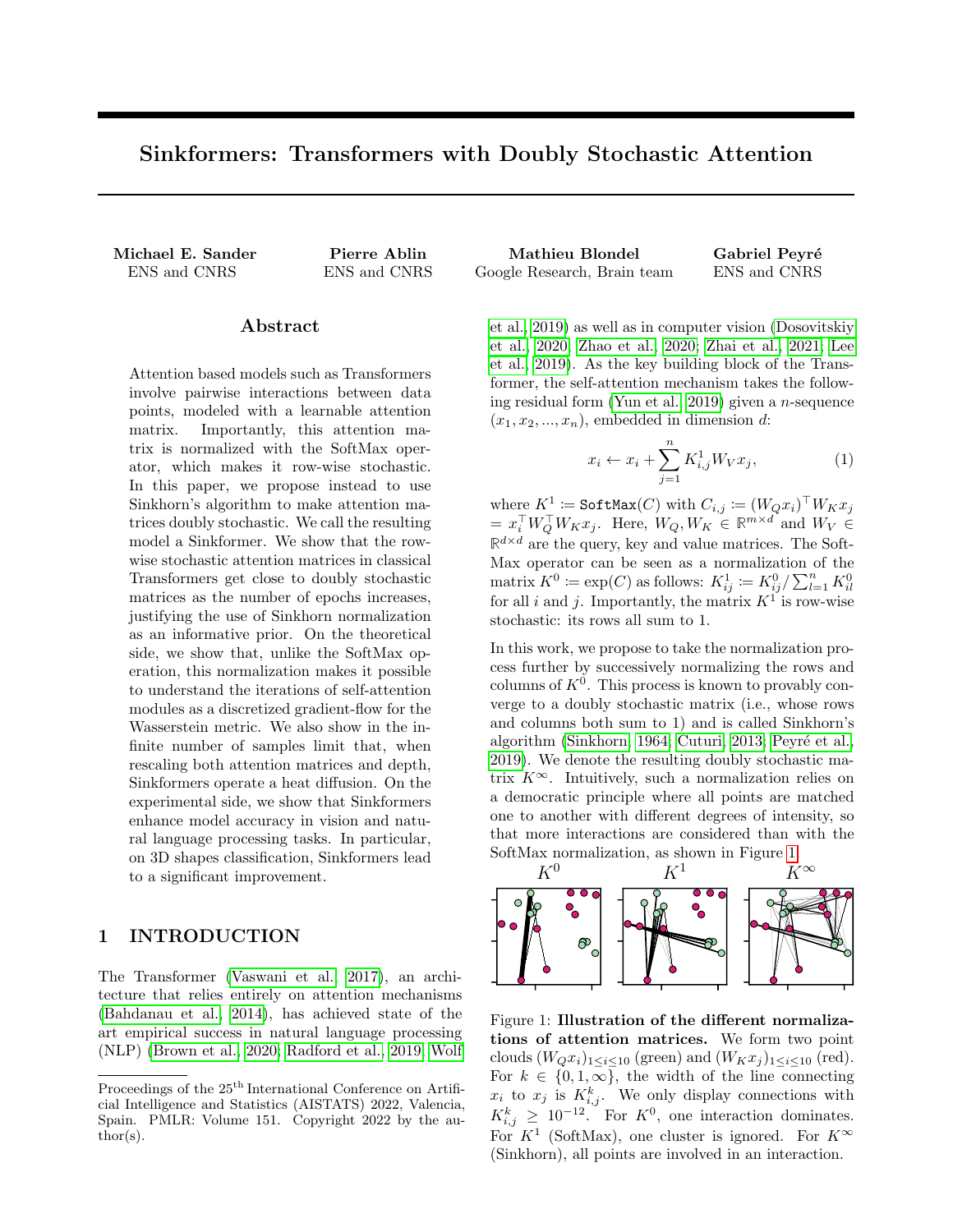# Sinkformers: Transformers with Doubly Stochastic Attention

**Michael E. Sander**
ENS and CNRS

**Pierre Ablin**
ENS and CNRS

**Mathieu Blondel**
Google Research, Brain team

**Gabriel Peyré**
ENS and CNRS

## Abstract

Attention based models such as Transformers involve pairwise interactions between data points, modeled with a learnable attention matrix. Importantly, this attention matrix is normalized with the SoftMax operator, which makes it row-wise stochastic. In this paper, we propose instead to use Sinkhorn's algorithm to make attention matrices doubly stochastic. We call the resulting model a Sinkformer. We show that the row-wise stochastic attention matrices in classical Transformers get close to doubly stochastic matrices as the number of epochs increases, justifying the use of Sinkhorn normalization as an informative prior. On the theoretical side, we show that, unlike the SoftMax operation, this normalization makes it possible to understand the iterations of self-attention modules as a discretized gradient-flow for the Wasserstein metric. We also show in the infinite number of samples limit that, when rescaling both attention matrices and depth, Sinkformers operate a heat diffusion. On the experimental side, we show that Sinkformers enhance model accuracy in vision and natural language processing tasks. In particular, on 3D shapes classification, Sinkformers lead to a significant improvement.

## 1 INTRODUCTION

The Transformer (Vaswani et al., 2017), an architecture that relies entirely on attention mechanisms (Bahdanau et al., 2014), has achieved state of the art empirical success in natural language processing (NLP) (Brown et al., 2020; Radford et al., 2019; Wolf et al., 2019) as well as in computer vision (Dosovitskiy et al., 2020; Zhao et al., 2020; Zhai et al., 2021; Lee et al., 2019). As the key building block of the Transformer, the self-attention mechanism takes the following residual form (Yun et al., 2019) given a $n$-sequence $(x_1, x_2, ..., x_n)$, embedded in dimension $d$:

$$x_i \leftarrow x_i + \sum_{j=1}^{n} K^1_{i,j} W_V x_j, \tag{1}$$

where $K^1 := \texttt{SoftMax}(C)$ with $C_{i,j} := (W_Q x_i)^\top W_K x_j = x_i^\top W_Q^\top W_K x_j$. Here, $W_Q, W_K \in \mathbb{R}^{m \times d}$ and $W_V \in \mathbb{R}^{d \times d}$ are the query, key and value matrices. The SoftMax operator can be seen as a normalization of the matrix $K^0 := \exp(C)$ as follows: $K^1_{ij} := K^0_{ij} / \sum_{l=1}^{n} K^0_{il}$ for all $i$ and $j$. Importantly, the matrix $K^1$ is row-wise stochastic: its rows all sum to 1.

In this work, we propose to take the normalization process further by successively normalizing the rows and columns of $K^0$. This process is known to provably converge to a doubly stochastic matrix (i.e., whose rows and columns both sum to 1) and is called Sinkhorn's algorithm (Sinkhorn, 1964; Cuturi, 2013; Peyré et al., 2019). We denote the resulting doubly stochastic matrix $K^\infty$. Intuitively, such a normalization relies on a democratic principle where all points are matched one to another with different degrees of intensity, so that more interactions are considered than with the SoftMax normalization, as shown in Figure 1.

Figure 1: **Illustration of the different normalizations of attention matrices.** We form two point clouds $(W_Q x_i)_{1 \leq i \leq 10}$ (green) and $(W_K x_j)_{1 \leq i \leq 10}$ (red). For $k \in \{0, 1, \infty\}$, the width of the line connecting $x_i$ to $x_j$ is $K^k_{i,j}$. We only display connections with $K^k_{i,j} \geq 10^{-12}$. For $K^0$, one interaction dominates. For $K^1$ (SoftMax), one cluster is ignored. For $K^\infty$ (Sinkhorn), all points are involved in an interaction.

Proceedings of the 25[th] International Conference on Artificial Intelligence and Statistics (AISTATS) 2022, Valencia, Spain. PMLR: Volume 151. Copyright 2022 by the author(s).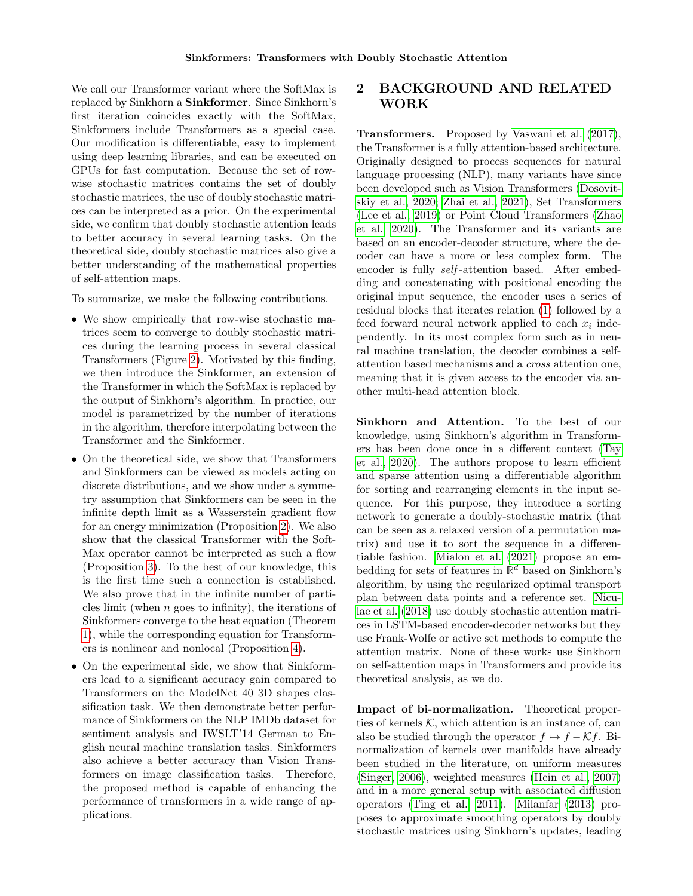We call our Transformer variant where the SoftMax is replaced by Sinkhorn a **Sinkformer**. Since Sinkhorn's first iteration coincides exactly with the SoftMax, Sinkformers include Transformers as a special case. Our modification is differentiable, easy to implement using deep learning libraries, and can be executed on GPUs for fast computation. Because the set of row-wise stochastic matrices contains the set of doubly stochastic matrices, the use of doubly stochastic matrices can be interpreted as a prior. On the experimental side, we confirm that doubly stochastic attention leads to better accuracy in several learning tasks. On the theoretical side, doubly stochastic matrices also give a better understanding of the mathematical properties of self-attention maps.

To summarize, we make the following contributions.

- We show empirically that row-wise stochastic matrices seem to converge to doubly stochastic matrices during the learning process in several classical Transformers (Figure 2). Motivated by this finding, we then introduce the Sinkformer, an extension of the Transformer in which the SoftMax is replaced by the output of Sinkhorn's algorithm. In practice, our model is parametrized by the number of iterations in the algorithm, therefore interpolating between the Transformer and the Sinkformer.
- On the theoretical side, we show that Transformers and Sinkformers can be viewed as models acting on discrete distributions, and we show under a symmetry assumption that Sinkformers can be seen in the infinite depth limit as a Wasserstein gradient flow for an energy minimization (Proposition 2). We also show that the classical Transformer with the SoftMax operator cannot be interpreted as such a flow (Proposition 3). To the best of our knowledge, this is the first time such a connection is established. We also prove that in the infinite number of particles limit (when $n$ goes to infinity), the iterations of Sinkformers converge to the heat equation (Theorem 1), while the corresponding equation for Transformers is nonlinear and nonlocal (Proposition 4).
- On the experimental side, we show that Sinkformers lead to a significant accuracy gain compared to Transformers on the ModelNet 40 3D shapes classification task. We then demonstrate better performance of Sinkformers on the NLP IMDb dataset for sentiment analysis and IWSLT'14 German to English neural machine translation tasks. Sinkformers also achieve a better accuracy than Vision Transformers on image classification tasks. Therefore, the proposed method is capable of enhancing the performance of transformers in a wide range of applications.

# 2 BACKGROUND AND RELATED WORK

**Transformers.** Proposed by Vaswani et al. (2017), the Transformer is a fully attention-based architecture. Originally designed to process sequences for natural language processing (NLP), many variants have since been developed such as Vision Transformers (Dosovitskiy et al., 2020; Zhai et al., 2021), Set Transformers (Lee et al., 2019) or Point Cloud Transformers (Zhao et al., 2020). The Transformer and its variants are based on an encoder-decoder structure, where the decoder can have a more or less complex form. The encoder is fully *self*-attention based. After embedding and concatenating with positional encoding the original input sequence, the encoder uses a series of residual blocks that iterates relation (1) followed by a feed forward neural network applied to each $x_i$ independently. In its most complex form such as in neural machine translation, the decoder combines a self-attention based mechanisms and a *cross* attention one, meaning that it is given access to the encoder via another multi-head attention block.

**Sinkhorn and Attention.** To the best of our knowledge, using Sinkhorn's algorithm in Transformers has been done once in a different context (Tay et al., 2020). The authors propose to learn efficient and sparse attention using a differentiable algorithm for sorting and rearranging elements in the input sequence. For this purpose, they introduce a sorting network to generate a doubly-stochastic matrix (that can be seen as a relaxed version of a permutation matrix) and use it to sort the sequence in a differentiable fashion. Mialon et al. (2021) propose an embedding for sets of features in $\mathbb{R}^d$ based on Sinkhorn's algorithm, by using the regularized optimal transport plan between data points and a reference set. Niculae et al. (2018) use doubly stochastic attention matrices in LSTM-based encoder-decoder networks but they use Frank-Wolfe or active set methods to compute the attention matrix. None of these works use Sinkhorn on self-attention maps in Transformers and provide its theoretical analysis, as we do.

**Impact of bi-normalization.** Theoretical properties of kernels $\mathcal{K}$, which attention is an instance of, can also be studied through the operator $f \mapsto f - \mathcal{K}f$. Binormalization of kernels over manifolds have already been studied in the literature, on uniform measures (Singer, 2006), weighted measures (Hein et al., 2007) and in a more general setup with associated diffusion operators (Ting et al., 2011). Milanfar (2013) proposes to approximate smoothing operators by doubly stochastic matrices using Sinkhorn's updates, leading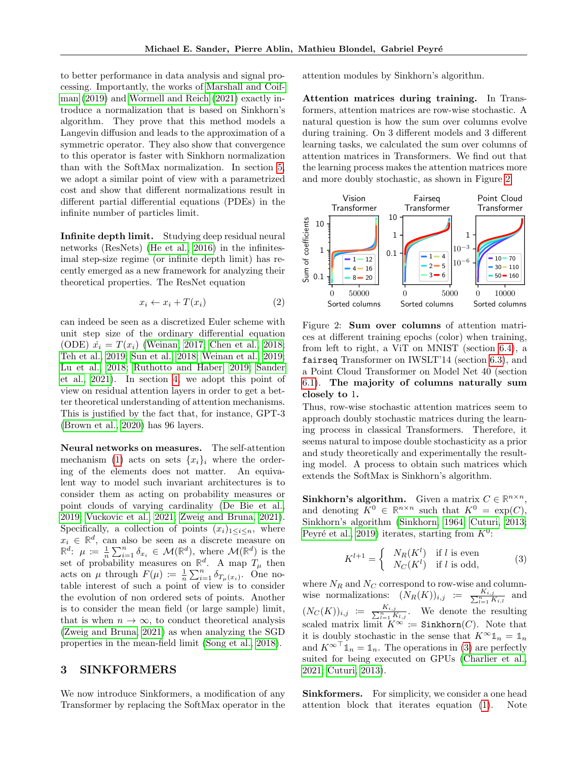to better performance in data analysis and signal processing. Importantly, the works of Marshall and Coifman (2019) and Wormell and Reich (2021) exactly introduce a normalization that is based on Sinkhorn's algorithm. They prove that this method models a Langevin diffusion and leads to the approximation of a symmetric operator. They also show that convergence to this operator is faster with Sinkhorn normalization than with the SoftMax normalization. In section 5, we adopt a similar point of view with a parametrized cost and show that different normalizations result in different partial differential equations (PDEs) in the infinite number of particles limit.

**Infinite depth limit.** Studying deep residual neural networks (ResNets) (He et al., 2016) in the infinitesimal step-size regime (or infinite depth limit) has recently emerged as a new framework for analyzing their theoretical properties. The ResNet equation

$$x_i \leftarrow x_i + T(x_i) \tag{2}$$

can indeed be seen as a discretized Euler scheme with unit step size of the ordinary differential equation (ODE) $\dot{x}_i = T(x_i)$ (Weinan, 2017; Chen et al., 2018; Teh et al., 2019; Sun et al., 2018; Weinan et al., 2019; Lu et al., 2018; Ruthotto and Haber, 2019; Sander et al., 2021). In section 4, we adopt this point of view on residual attention layers in order to get a better theoretical understanding of attention mechanisms. This is justified by the fact that, for instance, GPT-3 (Brown et al., 2020) has 96 layers.

**Neural networks on measures.** The self-attention mechanism (1) acts on sets $\{x_i\}_i$ where the ordering of the elements does not matter. An equivalent way to model such invariant architectures is to consider them as acting on probability measures or point clouds of varying cardinality (De Bie et al., 2019; Vuckovic et al., 2021; Zweig and Bruna, 2021). Specifically, a collection of points $(x_i)_{1 \leq i \leq n}$, where $x_i \in \mathbb{R}^d$, can also be seen as a discrete measure on $\mathbb{R}^d$: $\mu := \frac{1}{n}\sum_{i=1}^n \delta_{x_i} \in \mathcal{M}(\mathbb{R}^d)$, where $\mathcal{M}(\mathbb{R}^d)$ is the set of probability measures on $\mathbb{R}^d$. A map $T_\mu$ then acts on $\mu$ through $F(\mu) := \frac{1}{n}\sum_{i=1}^n \delta_{T_\mu(x_i)}$. One notable interest of such a point of view is to consider the evolution of non ordered sets of points. Another is to consider the mean field (or large sample) limit, that is when $n \to \infty$, to conduct theoretical analysis (Zweig and Bruna, 2021) as when analyzing the SGD properties in the mean-field limit (Song et al., 2018).

## 3 SINKFORMERS

We now introduce Sinkformers, a modification of any Transformer by replacing the SoftMax operator in the attention modules by Sinkhorn's algorithm.

**Attention matrices during training.** In Transformers, attention matrices are row-wise stochastic. A natural question is how the sum over columns evolve during training. On 3 different models and 3 different learning tasks, we calculated the sum over columns of attention matrices in Transformers. We find out that the learning process makes the attention matrices more and more doubly stochastic, as shown in Figure 2.

Figure 2: **Sum over columns** of attention matrices at different training epochs (color) when training, from left to right, a ViT on MNIST (section 6.4), a `fairseq` Transformer on IWSLT'14 (section 6.3), and a Point Cloud Transformer on Model Net 40 (section 6.1). **The majority of columns naturally sum closely to 1.**

Thus, row-wise stochastic attention matrices seem to approach doubly stochastic matrices during the learning process in classical Transformers. Therefore, it seems natural to impose double stochasticity as a prior and study theoretically and experimentally the resulting model. A process to obtain such matrices which extends the SoftMax is Sinkhorn's algorithm.

**Sinkhorn's algorithm.** Given a matrix $C \in \mathbb{R}^{n \times n}$, and denoting $K^0 \in \mathbb{R}^{n \times n}$ such that $K^0 = \exp(C)$, Sinkhorn's algorithm (Sinkhorn, 1964; Cuturi, 2013; Peyré et al., 2019) iterates, starting from $K^0$:

$$K^{l+1} = \begin{cases} N_R(K^l) & \text{if } l \text{ is even} \\ N_C(K^l) & \text{if } l \text{ is odd,} \end{cases} \tag{3}$$

where $N_R$ and $N_C$ correspond to row-wise and column-wise normalizations: $(N_R(K))_{i,j} := \frac{K_{i,j}}{\sum_{l=1}^n K_{i,l}}$ and $(N_C(K))_{i,j} := \frac{K_{i,j}}{\sum_{l=1}^n K_{l,j}}$. We denote the resulting scaled matrix limit $K^\infty := \texttt{Sinkhorn}(C)$. Note that it is doubly stochastic in the sense that $K^\infty \mathbb{1}_n = \mathbb{1}_n$ and $K^{\infty\top} \mathbb{1}_n = \mathbb{1}_n$. The operations in (3) are perfectly suited for being executed on GPUs (Charlier et al., 2021; Cuturi, 2013).

**Sinkformers.** For simplicity, we consider a one head attention block that iterates equation (1). Note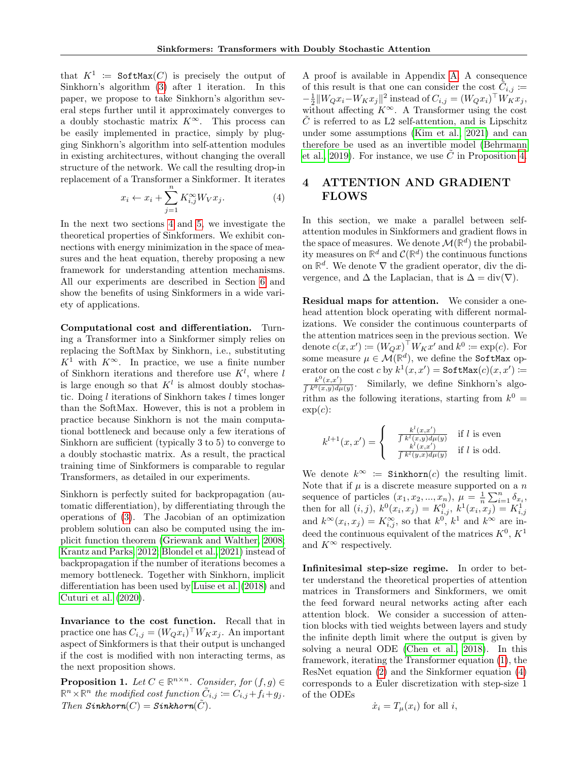that $K^1 := \texttt{SoftMax}(C)$ is precisely the output of Sinkhorn's algorithm (3) after 1 iteration. In this paper, we propose to take Sinkhorn's algorithm several steps further until it approximately converges to a doubly stochastic matrix $K^\infty$. This process can be easily implemented in practice, simply by plugging Sinkhorn's algorithm into self-attention modules in existing architectures, without changing the overall structure of the network. We call the resulting drop-in replacement of a Transformer a Sinkformer. It iterates

$$x_i \leftarrow x_i + \sum_{j=1}^n K^\infty_{i,j} W_V x_j. \tag{4}$$

In the next two sections 4 and 5, we investigate the theoretical properties of Sinkformers. We exhibit connections with energy minimization in the space of measures and the heat equation, thereby proposing a new framework for understanding attention mechanisms. All our experiments are described in Section 6 and show the benefits of using Sinkformers in a wide variety of applications.

**Computational cost and differentiation.** Turning a Transformer into a Sinkformer simply relies on replacing the SoftMax by Sinkhorn, i.e., substituting $K^1$ with $K^\infty$. In practice, we use a finite number of Sinkhorn iterations and therefore use $K^l$, where $l$ is large enough so that $K^l$ is almost doubly stochastic. Doing $l$ iterations of Sinkhorn takes $l$ times longer than the SoftMax. However, this is not a problem in practice because Sinkhorn is not the main computational bottleneck and because only a few iterations of Sinkhorn are sufficient (typically 3 to 5) to converge to a doubly stochastic matrix. As a result, the practical training time of Sinkformers is comparable to regular Transformers, as detailed in our experiments.

Sinkhorn is perfectly suited for backpropagation (automatic differentiation), by differentiating through the operations of (3). The Jacobian of an optimization problem solution can also be computed using the implicit function theorem (Griewank and Walther, 2008; Krantz and Parks, 2012; Blondel et al., 2021) instead of backpropagation if the number of iterations becomes a memory bottleneck. Together with Sinkhorn, implicit differentiation has been used by Luise et al. (2018) and Cuturi et al. (2020).

**Invariance to the cost function.** Recall that in practice one has $C_{i,j} = (W_Q x_i)^\top W_K x_j$. An important aspect of Sinkformers is that their output is unchanged if the cost is modified with non interacting terms, as the next proposition shows.

**Proposition 1.** *Let $C \in \mathbb{R}^{n\times n}$. Consider, for $(f, g) \in \mathbb{R}^n \times \mathbb{R}^n$ the modified cost function $\tilde{C}_{i,j} := C_{i,j} + f_i + g_j$. Then* $\texttt{Sinkhorn}(C) = \texttt{Sinkhorn}(\tilde{C})$.

A proof is available in Appendix A. A consequence of this result is that one can consider the cost $\tilde{C}_{i,j} := -\frac{1}{2}\|W_Q x_i - W_K x_j\|^2$ instead of $C_{i,j} = (W_Q x_i)^\top W_K x_j$, without affecting $K^\infty$. A Transformer using the cost $\tilde{C}$ is referred to as L2 self-attention, and is Lipschitz under some assumptions (Kim et al., 2021) and can therefore be used as an invertible model (Behrmann et al., 2019). For instance, we use $\tilde{C}$ in Proposition 4.

## 4 ATTENTION AND GRADIENT FLOWS

In this section, we make a parallel between self-attention modules in Sinkformers and gradient flows in the space of measures. We denote $\mathcal{M}(\mathbb{R}^d)$ the probability measures on $\mathbb{R}^d$ and $\mathcal{C}(\mathbb{R}^d)$ the continuous functions on $\mathbb{R}^d$. We denote $\nabla$ the gradient operator, div the divergence, and $\Delta$ the Laplacian, that is $\Delta = \mathrm{div}(\nabla)$.

**Residual maps for attention.** We consider a one-head attention block operating with different normalizations. We consider the continuous counterparts of the attention matrices seen in the previous section. We denote $c(x, x') := (W_Q x)^\top W_K x'$ and $k^0 := \exp(c)$. For some measure $\mu \in \mathcal{M}(\mathbb{R}^d)$, we define the $\texttt{SoftMax}$ operator on the cost $c$ by $k^1(x, x') = \texttt{SoftMax}(c)(x, x') := \frac{k^0(x,x')}{\int k^0(x,y)d\mu(y)}$. Similarly, we define Sinkhorn's algorithm as the following iterations, starting from $k^0 = \exp(c)$:

$$k^{l+1}(x, x') = \begin{cases} \frac{k^l(x,x')}{\int k^l(x,y)d\mu(y)} & \text{if } l \text{ is even} \\ \frac{k^l(x,x')}{\int k^l(y,x)d\mu(y)} & \text{if } l \text{ is odd.} \end{cases}$$

We denote $k^\infty := \texttt{Sinkhorn}(c)$ the resulting limit. Note that if $\mu$ is a discrete measure supported on a $n$ sequence of particles $(x_1, x_2, ..., x_n)$, $\mu = \frac{1}{n}\sum_{i=1}^n \delta_{x_i}$, then for all $(i, j)$, $k^0(x_i, x_j) = K^0_{i,j}$, $k^1(x_i, x_j) = K^1_{i,j}$ and $k^\infty(x_i, x_j) = K^\infty_{i,j}$, so that $k^0$, $k^1$ and $k^\infty$ are indeed the continuous equivalent of the matrices $K^0$, $K^1$ and $K^\infty$ respectively.

**Infinitesimal step-size regime.** In order to better understand the theoretical properties of attention matrices in Transformers and Sinkformers, we omit the feed forward neural networks acting after each attention block. We consider a succession of attention blocks with tied weights between layers and study the infinite depth limit where the output is given by solving a neural ODE (Chen et al., 2018). In this framework, iterating the Transformer equation (1), the ResNet equation (2) and the Sinkformer equation (4) corresponds to a Euler discretization with step-size 1 of the ODEs

$$\dot{x}_i = T_\mu(x_i) \text{ for all } i,$$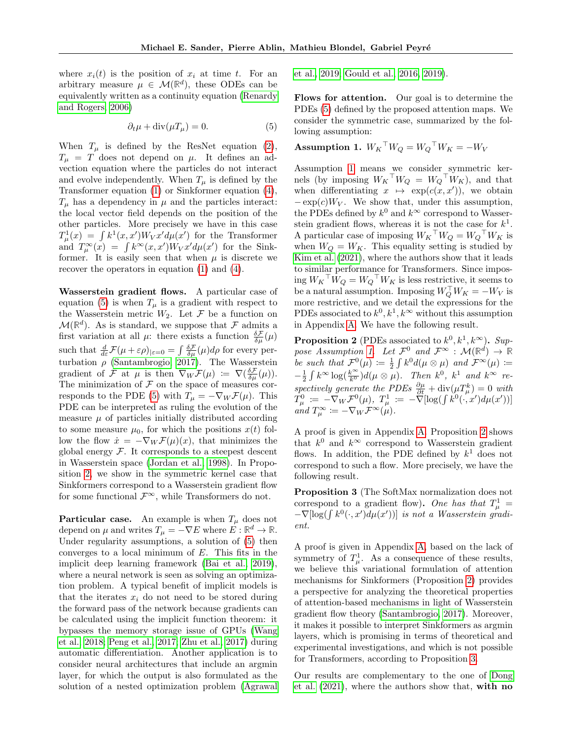where $x_i(t)$ is the position of $x_i$ at time $t$. For an arbitrary measure $\mu \in \mathcal{M}(\mathbb{R}^d)$, these ODEs can be equivalently written as a continuity equation (Renardy and Rogers, 2006)

$$\partial_t \mu + \operatorname{div}(\mu T_\mu) = 0. \tag{5}$$

When $T_\mu$ is defined by the ResNet equation (2), $T_\mu = T$ does not depend on $\mu$. It defines an advection equation where the particles do not interact and evolve independently. When $T_\mu$ is defined by the Transformer equation (1) or Sinkformer equation (4), $T_\mu$ has a dependency in $\mu$ and the particles interact: the local vector field depends on the position of the other particles. More precisely we have in this case $T^1_\mu(x) = \int k^1(x, x') W_V x' d\mu(x')$ for the Transformer and $T^\infty_\mu(x) = \int k^\infty(x, x') W_V x' d\mu(x')$ for the Sinkformer. It is easily seen that when $\mu$ is discrete we recover the operators in equation (1) and (4).

**Wasserstein gradient flows.** A particular case of equation (5) is when $T_\mu$ is a gradient with respect to the Wasserstein metric $W_2$. Let $\mathcal{F}$ be a function on $\mathcal{M}(\mathbb{R}^d)$. As is standard, we suppose that $\mathcal{F}$ admits a first variation at all $\mu$: there exists a function $\frac{\delta \mathcal{F}}{\delta \mu}(\mu)$ such that $\frac{d}{d\varepsilon}\mathcal{F}(\mu + \varepsilon\rho)_{|\varepsilon=0} = \int \frac{\delta \mathcal{F}}{\delta \mu}(\mu) d\rho$ for every perturbation $\rho$ (Santambrogio, 2017). The Wasserstein gradient of $\mathcal{F}$ at $\mu$ is then $\nabla_W \mathcal{F}(\mu) \coloneqq \nabla(\frac{\delta \mathcal{F}}{\delta \mu}(\mu))$. The minimization of $\mathcal{F}$ on the space of measures corresponds to the PDE (5) with $T_\mu = -\nabla_W \mathcal{F}(\mu)$. This PDE can be interpreted as ruling the evolution of the measure $\mu$ of particles initially distributed according to some measure $\mu_0$, for which the positions $x(t)$ follow the flow $\dot{x} = -\nabla_W \mathcal{F}(\mu)(x)$, that minimizes the global energy $\mathcal{F}$. It corresponds to a steepest descent in Wasserstein space (Jordan et al., 1998). In Proposition 2, we show in the symmetric kernel case that Sinkformers correspond to a Wasserstein gradient flow for some functional $\mathcal{F}^\infty$, while Transformers do not.

**Particular case.** An example is when $T_\mu$ does not depend on $\mu$ and writes $T_\mu = -\nabla E$ where $E : \mathbb{R}^d \to \mathbb{R}$. Under regularity assumptions, a solution of (5) then converges to a local minimum of $E$. This fits in the implicit deep learning framework (Bai et al., 2019), where a neural network is seen as solving an optimization problem. A typical benefit of implicit models is that the iterates $x_i$ do not need to be stored during the forward pass of the network because gradients can be calculated using the implicit function theorem: it bypasses the memory storage issue of GPUs (Wang et al., 2018; Peng et al., 2017; Zhu et al., 2017) during automatic differentiation. Another application is to consider neural architectures that include an argmin layer, for which the output is also formulated as the solution of a nested optimization problem (Agrawal et al., 2019; Gould et al., 2016, 2019).

**Flows for attention.** Our goal is to determine the PDEs (5) defined by the proposed attention maps. We consider the symmetric case, summarized by the following assumption:

**Assumption 1.** $W_K{}^\top W_Q = W_Q{}^\top W_K = -W_V$

Assumption 1 means we consider symmetric kernels (by imposing $W_K{}^\top W_Q = W_Q{}^\top W_K$), and that when differentiating $x \mapsto \exp(c(x, x'))$, we obtain $-\exp(c) W_V$. We show that, under this assumption, the PDEs defined by $k^0$ and $k^\infty$ correspond to Wasserstein gradient flows, whereas it is not the case for $k^1$. A particular case of imposing $W_K{}^\top W_Q = W_Q{}^\top W_K$ is when $W_Q = W_K$. This equality setting is studied by Kim et al. (2021), where the authors show that it leads to similar performance for Transformers. Since imposing $W_K{}^\top W_Q = W_Q{}^\top W_K$ is less restrictive, it seems to be a natural assumption. Imposing $W_Q^\top W_K = -W_V$ is more restrictive, and we detail the expressions for the PDEs associated to $k^0, k^1, k^\infty$ without this assumption in Appendix A. We have the following result.

**Proposition 2** (PDEs associated to $k^0, k^1, k^\infty$)**.** *Suppose Assumption 1. Let $\mathcal{F}^0$ and $\mathcal{F}^\infty : \mathcal{M}(\mathbb{R}^d) \to \mathbb{R}$ be such that $\mathcal{F}^0(\mu) \coloneqq \frac{1}{2}\int k^0 d(\mu \otimes \mu)$ and $\mathcal{F}^\infty(\mu) \coloneqq -\frac{1}{2}\int k^\infty \log(\frac{k^\infty}{k^0}) d(\mu \otimes \mu)$. Then $k^0$, $k^1$ and $k^\infty$ respectively generate the PDEs $\frac{\partial \mu}{\partial t} + \operatorname{div}(\mu T^k_\mu) = 0$ with $T^0_\mu \coloneqq -\nabla_W \mathcal{F}^0(\mu)$, $T^1_\mu \coloneqq -\nabla[\log(\int k^0(\cdot, x') d\mu(x'))]$ and $T^\infty_\mu \coloneqq -\nabla_W \mathcal{F}^\infty(\mu)$.*

A proof is given in Appendix A. Proposition 2 shows that $k^0$ and $k^\infty$ correspond to Wasserstein gradient flows. In addition, the PDE defined by $k^1$ does not correspond to such a flow. More precisely, we have the following result.

**Proposition 3** (The SoftMax normalization does not correspond to a gradient flow)**.** *One has that $T^1_\mu = -\nabla[\log(\int k^0(\cdot, x') d\mu(x'))]$ is not a Wasserstein gradient.*

A proof is given in Appendix A, based on the lack of symmetry of $T^1_\mu$. As a consequence of these results, we believe this variational formulation of attention mechanisms for Sinkformers (Proposition 2) provides a perspective for analyzing the theoretical properties of attention-based mechanisms in light of Wasserstein gradient flow theory (Santambrogio, 2017). Moreover, it makes it possible to interpret Sinkformers as argmin layers, which is promising in terms of theoretical and experimental investigations, and which is not possible for Transformers, according to Proposition 3.

Our results are complementary to the one of Dong et al. (2021), where the authors show that, **with no**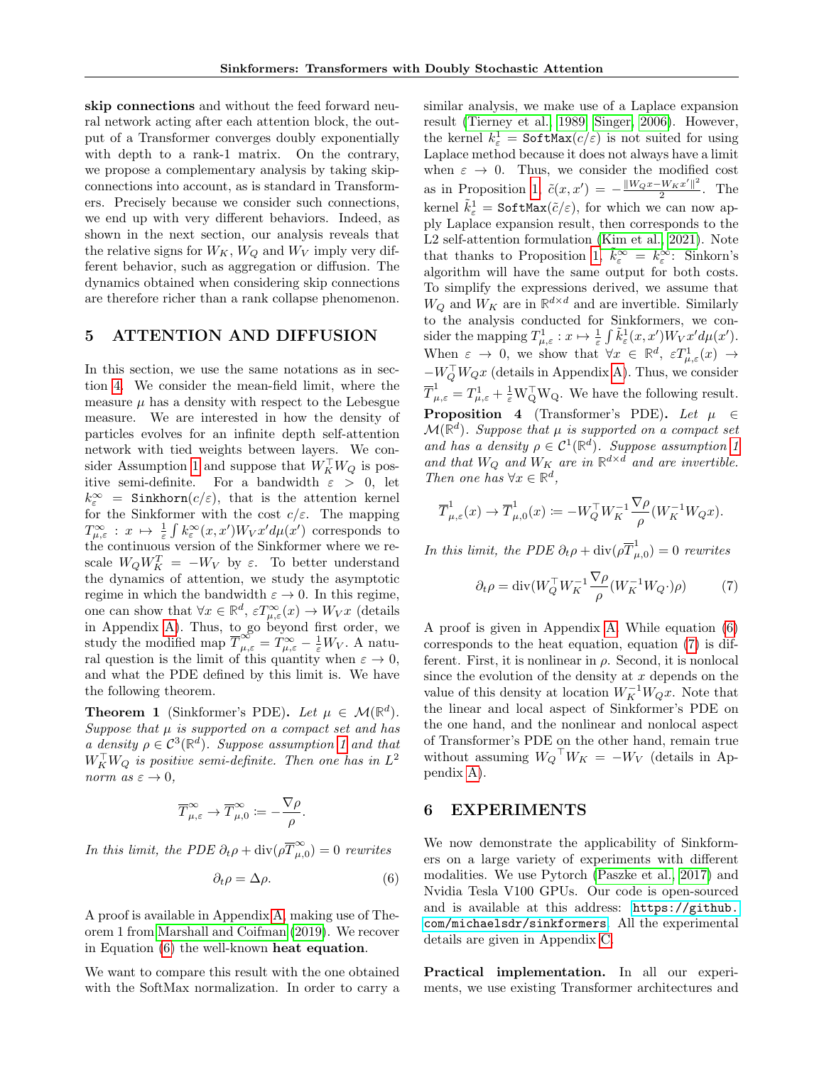**skip connections** and without the feed forward neural network acting after each attention block, the output of a Transformer converges doubly exponentially with depth to a rank-1 matrix. On the contrary, we propose a complementary analysis by taking skip-connections into account, as is standard in Transformers. Precisely because we consider such connections, we end up with very different behaviors. Indeed, as shown in the next section, our analysis reveals that the relative signs for $W_K$, $W_Q$ and $W_V$ imply very different behavior, such as aggregation or diffusion. The dynamics obtained when considering skip connections are therefore richer than a rank collapse phenomenon.

# 5 ATTENTION AND DIFFUSION

In this section, we use the same notations as in section 4. We consider the mean-field limit, where the measure $\mu$ has a density with respect to the Lebesgue measure. We are interested in how the density of particles evolves for an infinite depth self-attention network with tied weights between layers. We consider Assumption 1 and suppose that $W_K^\top W_Q$ is positive semi-definite. For a bandwidth $\varepsilon > 0$, let $k_\varepsilon^\infty = \texttt{Sinkhorn}(c/\varepsilon)$, that is the attention kernel for the Sinkformer with the cost $c/\varepsilon$. The mapping $T_{\mu,\varepsilon}^\infty : x \mapsto \frac{1}{\varepsilon}\int k_\varepsilon^\infty(x,x')W_V x' d\mu(x')$ corresponds to the continuous version of the Sinkformer where we rescale $W_Q W_K^T = -W_V$ by $\varepsilon$. To better understand the dynamics of attention, we study the asymptotic regime in which the bandwidth $\varepsilon \to 0$. In this regime, one can show that $\forall x \in \mathbb{R}^d$, $\varepsilon T_{\mu,\varepsilon}^\infty(x) \to W_V x$ (details in Appendix A). Thus, to go beyond first order, we study the modified map $\overline{T}_{\mu,\varepsilon}^\infty = T_{\mu,\varepsilon}^\infty - \frac{1}{\varepsilon}W_V$. A natural question is the limit of this quantity when $\varepsilon \to 0$, and what the PDE defined by this limit is. We have the following theorem.

**Theorem 1** (Sinkformer's PDE). *Let $\mu \in \mathcal{M}(\mathbb{R}^d)$. Suppose that $\mu$ is supported on a compact set and has a density $\rho \in \mathcal{C}^3(\mathbb{R}^d)$. Suppose assumption 1 and that $W_K^\top W_Q$ is positive semi-definite. Then one has in $L^2$ norm as $\varepsilon \to 0$,*

$$\overline{T}_{\mu,\varepsilon}^\infty \to \overline{T}_{\mu,0}^\infty := -\frac{\nabla \rho}{\rho}.$$

*In this limit, the PDE $\partial_t \rho + \mathrm{div}(\rho \overline{T}_{\mu,0}^\infty) = 0$ rewrites*

$$\partial_t \rho = \Delta \rho. \tag{6}$$

A proof is available in Appendix A, making use of Theorem 1 from Marshall and Coifman (2019). We recover in Equation (6) the well-known **heat equation**.

We want to compare this result with the one obtained with the SoftMax normalization. In order to carry a similar analysis, we make use of a Laplace expansion result (Tierney et al., 1989; Singer, 2006). However, the kernel $k_\varepsilon^1 = \texttt{SoftMax}(c/\varepsilon)$ is not suited for using Laplace method because it does not always have a limit when $\varepsilon \to 0$. Thus, we consider the modified cost as in Proposition 1, $\tilde{c}(x,x') = -\frac{\|W_Q x - W_K x'\|^2}{2}$. The kernel $\tilde{k}_\varepsilon^1 = \texttt{SoftMax}(\tilde{c}/\varepsilon)$, for which we can now apply Laplace expansion result, then corresponds to the L2 self-attention formulation (Kim et al., 2021). Note that thanks to Proposition 1, $\tilde{k}_\varepsilon^\infty = k_\varepsilon^\infty$: Sinkorn's algorithm will have the same output for both costs. To simplify the expressions derived, we assume that $W_Q$ and $W_K$ are in $\mathbb{R}^{d\times d}$ and are invertible. Similarly to the analysis conducted for Sinkformers, we consider the mapping $T_{\mu,\varepsilon}^1 : x \mapsto \frac{1}{\varepsilon}\int \tilde{k}_\varepsilon^1(x,x')W_V x' d\mu(x')$. When $\varepsilon \to 0$, we show that $\forall x \in \mathbb{R}^d$, $\varepsilon T_{\mu,\varepsilon}^1(x) \to -W_Q^\top W_Q x$ (details in Appendix A). Thus, we consider $\overline{T}_{\mu,\varepsilon}^1 = T_{\mu,\varepsilon}^1 + \frac{1}{\varepsilon}\mathrm{W}_\mathrm{Q}^\top \mathrm{W}_\mathrm{Q}$. We have the following result.

**Proposition 4** (Transformer's PDE). *Let $\mu \in \mathcal{M}(\mathbb{R}^d)$. Suppose that $\mu$ is supported on a compact set and has a density $\rho \in \mathcal{C}^1(\mathbb{R}^d)$. Suppose assumption 1 and that $W_Q$ and $W_K$ are in $\mathbb{R}^{d\times d}$ and are invertible. Then one has $\forall x \in \mathbb{R}^d$,*

$$\overline{T}_{\mu,\varepsilon}^1(x) \to \overline{T}_{\mu,0}^1(x) := -W_Q^\top W_K^{-1}\frac{\nabla \rho}{\rho}(W_K^{-1}W_Q x).$$

*In this limit, the PDE $\partial_t \rho + \mathrm{div}(\rho \overline{T}_{\mu,0}^1) = 0$ rewrites*

$$\partial_t \rho = \mathrm{div}(W_Q^\top W_K^{-1}\frac{\nabla \rho}{\rho}(W_K^{-1}W_Q \cdot)\rho) \tag{7}$$

A proof is given in Appendix A. While equation (6) corresponds to the heat equation, equation (7) is different. First, it is nonlinear in $\rho$. Second, it is nonlocal since the evolution of the density at $x$ depends on the value of this density at location $W_K^{-1}W_Q x$. Note that the linear and local aspect of Sinkformer's PDE on the one hand, and the nonlinear and nonlocal aspect of Transformer's PDE on the other hand, remain true without assuming ${W_Q}^\top W_K = -W_V$ (details in Appendix A).

# 6 EXPERIMENTS

We now demonstrate the applicability of Sinkformers on a large variety of experiments with different modalities. We use Pytorch (Paszke et al., 2017) and Nvidia Tesla V100 GPUs. Our code is open-sourced and is available at this address: https://github.com/michaelsdr/sinkformers. All the experimental details are given in Appendix C.

**Practical implementation.** In all our experiments, we use existing Transformer architectures and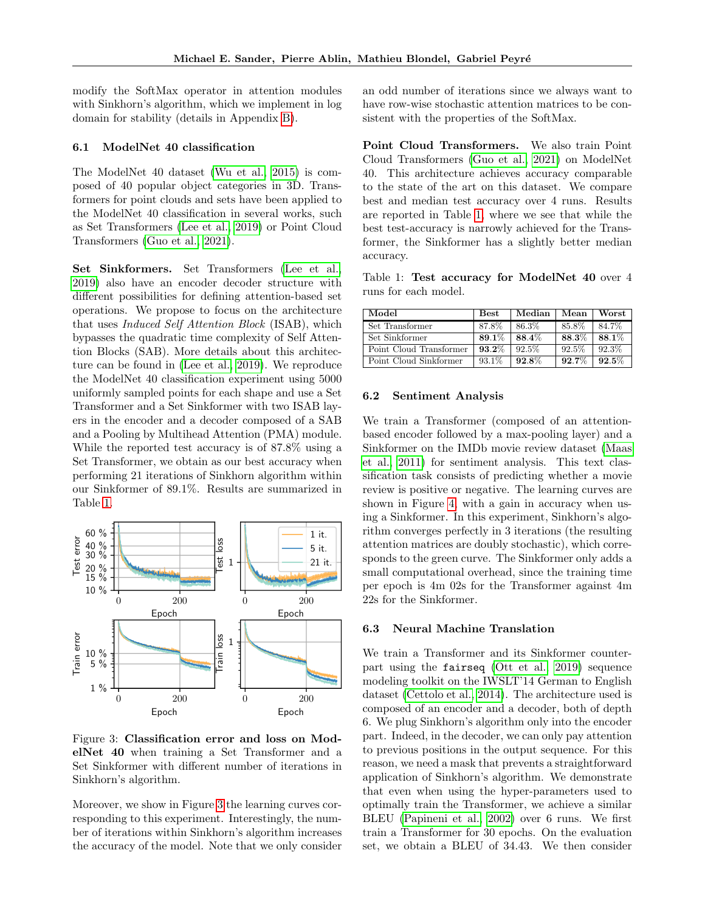modify the SoftMax operator in attention modules with Sinkhorn's algorithm, which we implement in log domain for stability (details in Appendix B).

### 6.1 ModelNet 40 classification

The ModelNet 40 dataset (Wu et al., 2015) is composed of 40 popular object categories in 3D. Transformers for point clouds and sets have been applied to the ModelNet 40 classification in several works, such as Set Transformers (Lee et al., 2019) or Point Cloud Transformers (Guo et al., 2021).

**Set Sinkformers.** Set Transformers (Lee et al., 2019) also have an encoder decoder structure with different possibilities for defining attention-based set operations. We propose to focus on the architecture that uses *Induced Self Attention Block* (ISAB), which bypasses the quadratic time complexity of Self Attention Blocks (SAB). More details about this architecture can be found in (Lee et al., 2019). We reproduce the ModelNet 40 classification experiment using 5000 uniformly sampled points for each shape and use a Set Transformer and a Set Sinkformer with two ISAB layers in the encoder and a decoder composed of a SAB and a Pooling by Multihead Attention (PMA) module. While the reported test accuracy is of 87.8% using a Set Transformer, we obtain as our best accuracy when performing 21 iterations of Sinkhorn algorithm within our Sinkformer of 89.1%. Results are summarized in Table 1.

Figure 3: **Classification error and loss on ModelNet 40** when training a Set Transformer and a Set Sinkformer with different number of iterations in Sinkhorn's algorithm.

Moreover, we show in Figure 3 the learning curves corresponding to this experiment. Interestingly, the number of iterations within Sinkhorn's algorithm increases the accuracy of the model. Note that we only consider an odd number of iterations since we always want to have row-wise stochastic attention matrices to be consistent with the properties of the SoftMax.

**Point Cloud Transformers.** We also train Point Cloud Transformers (Guo et al., 2021) on ModelNet 40. This architecture achieves accuracy comparable to the state of the art on this dataset. We compare best and median test accuracy over 4 runs. Results are reported in Table 1, where we see that while the best test-accuracy is narrowly achieved for the Transformer, the Sinkformer has a slightly better median accuracy.

Table 1: **Test accuracy for ModelNet 40** over 4 runs for each model.

| Model | Best | Median | Mean | Worst |
|---|---|---|---|---|
| Set Transformer | 87.8% | 86.3% | 85.8% | 84.7% |
| Set Sinkformer | **89.1%** | **88.4%** | **88.3%** | **88.1%** |
| Point Cloud Transformer | **93.2%** | 92.5% | 92.5% | 92.3% |
| Point Cloud Sinkformer | 93.1% | **92.8%** | **92.7%** | **92.5%** |

### 6.2 Sentiment Analysis

We train a Transformer (composed of an attention-based encoder followed by a max-pooling layer) and a Sinkformer on the IMDb movie review dataset (Maas et al., 2011) for sentiment analysis. This text classification task consists of predicting whether a movie review is positive or negative. The learning curves are shown in Figure 4, with a gain in accuracy when using a Sinkformer. In this experiment, Sinkhorn's algorithm converges perfectly in 3 iterations (the resulting attention matrices are doubly stochastic), which corresponds to the green curve. The Sinkformer only adds a small computational overhead, since the training time per epoch is 4m 02s for the Transformer against 4m 22s for the Sinkformer.

### 6.3 Neural Machine Translation

We train a Transformer and its Sinkformer counterpart using the `fairseq` (Ott et al., 2019) sequence modeling toolkit on the IWSLT'14 German to English dataset (Cettolo et al., 2014). The architecture used is composed of an encoder and a decoder, both of depth 6. We plug Sinkhorn's algorithm only into the encoder part. Indeed, in the decoder, we can only pay attention to previous positions in the output sequence. For this reason, we need a mask that prevents a straightforward application of Sinkhorn's algorithm. We demonstrate that even when using the hyper-parameters used to optimally train the Transformer, we achieve a similar BLEU (Papineni et al., 2002) over 6 runs. We first train a Transformer for 30 epochs. On the evaluation set, we obtain a BLEU of 34.43. We then consider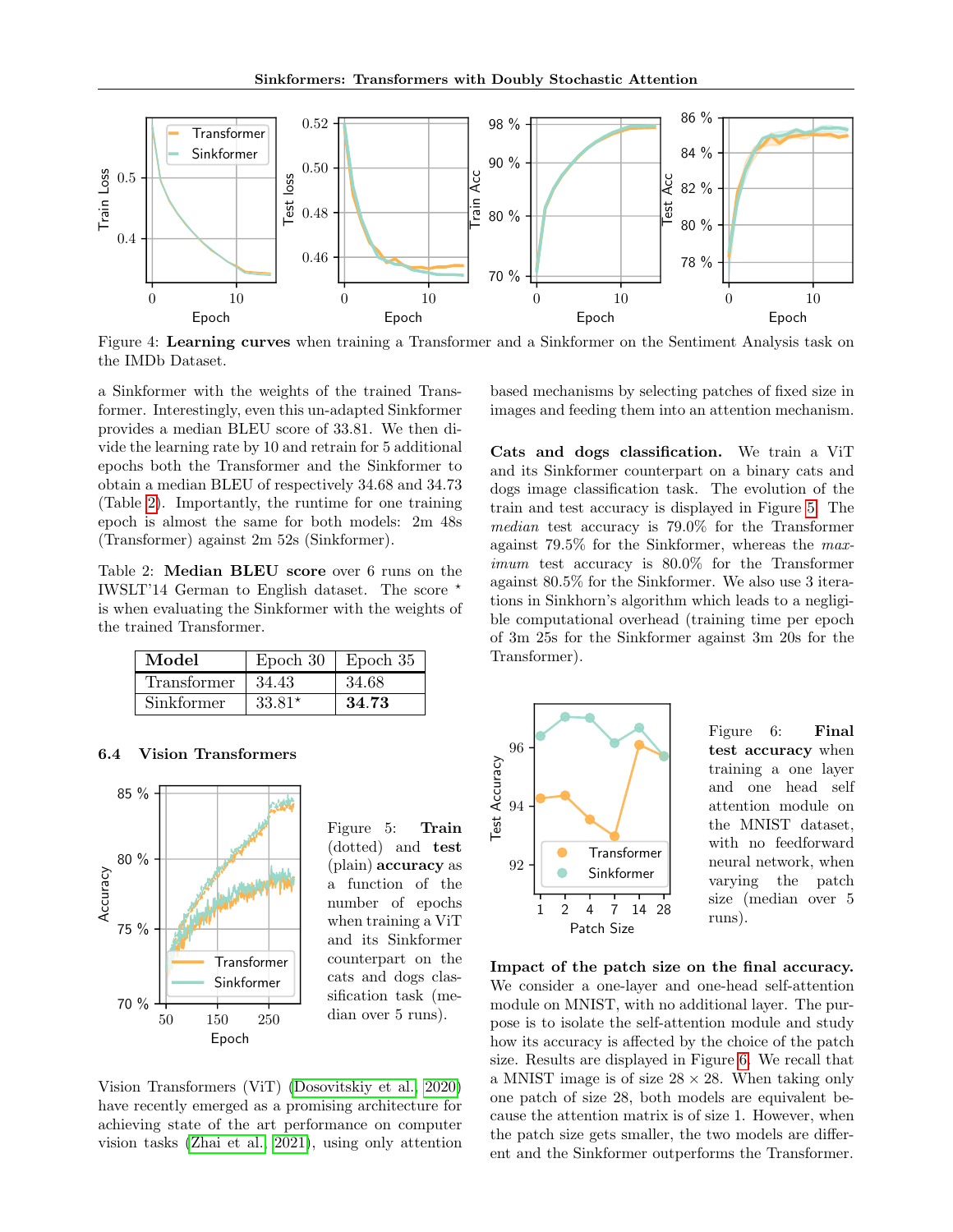Figure 4: **Learning curves** when training a Transformer and a Sinkformer on the Sentiment Analysis task on the IMDb Dataset.

a Sinkformer with the weights of the trained Transformer. Interestingly, even this un-adapted Sinkformer provides a median BLEU score of 33.81. We then divide the learning rate by 10 and retrain for 5 additional epochs both the Transformer and the Sinkformer to obtain a median BLEU of respectively 34.68 and 34.73 (Table 2). Importantly, the runtime for one training epoch is almost the same for both models: 2m 48s (Transformer) against 2m 52s (Sinkformer).

Table 2: **Median BLEU score** over 6 runs on the IWSLT'14 German to English dataset. The score $^\star$ is when evaluating the Sinkformer with the weights of the trained Transformer.

| **Model** | Epoch 30 | Epoch 35 |
|---|---|---|
| Transformer | 34.43 | 34.68 |
| Sinkformer | 33.81$^\star$ | **34.73** |

### 6.4 Vision Transformers

Figure 5: **Train** (dotted) and **test** (plain) **accuracy** as a function of the number of epochs when training a ViT and its Sinkformer counterpart on the cats and dogs classification task (median over 5 runs).

Vision Transformers (ViT) (Dosovitskiy et al., 2020) have recently emerged as a promising architecture for achieving state of the art performance on computer vision tasks (Zhai et al., 2021), using only attention based mechanisms by selecting patches of fixed size in images and feeding them into an attention mechanism.

**Cats and dogs classification.** We train a ViT and its Sinkformer counterpart on a binary cats and dogs image classification task. The evolution of the train and test accuracy is displayed in Figure 5. The *median* test accuracy is 79.0% for the Transformer against 79.5% for the Sinkformer, whereas the *maximum* test accuracy is 80.0% for the Transformer against 80.5% for the Sinkformer. We also use 3 iterations in Sinkhorn's algorithm which leads to a negligible computational overhead (training time per epoch of 3m 25s for the Sinkformer against 3m 20s for the Transformer).

Figure 6: **Final test accuracy** when training a one layer and one head self attention module on the MNIST dataset, with no feedforward neural network, when varying the patch size (median over 5 runs).

**Impact of the patch size on the final accuracy.** We consider a one-layer and one-head self-attention module on MNIST, with no additional layer. The purpose is to isolate the self-attention module and study how its accuracy is affected by the choice of the patch size. Results are displayed in Figure 6. We recall that a MNIST image is of size $28 \times 28$. When taking only one patch of size 28, both models are equivalent because the attention matrix is of size 1. However, when the patch size gets smaller, the two models are different and the Sinkformer outperforms the Transformer.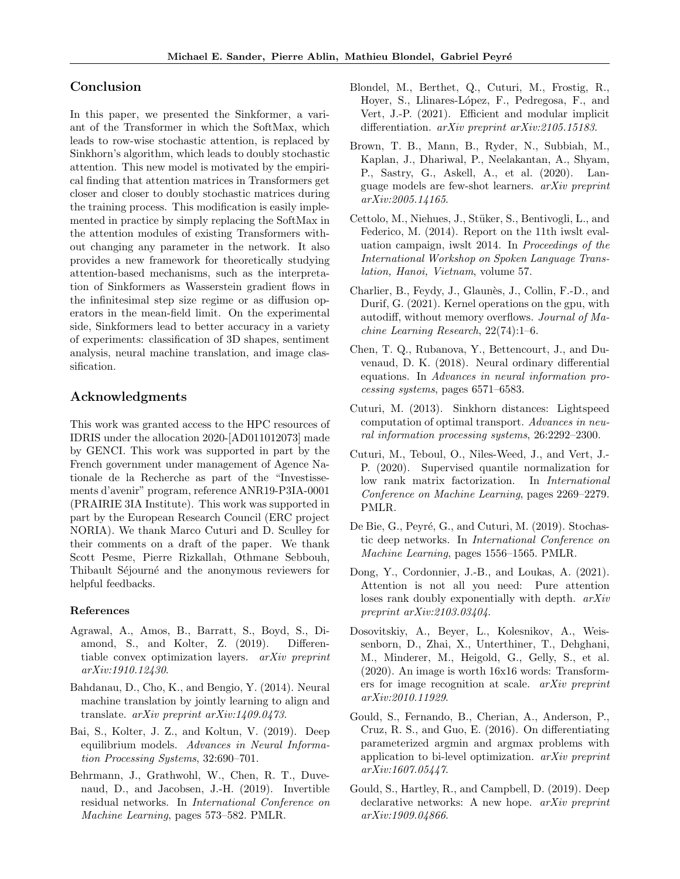## Conclusion

In this paper, we presented the Sinkformer, a variant of the Transformer in which the SoftMax, which leads to row-wise stochastic attention, is replaced by Sinkhorn's algorithm, which leads to doubly stochastic attention. This new model is motivated by the empirical finding that attention matrices in Transformers get closer and closer to doubly stochastic matrices during the training process. This modification is easily implemented in practice by simply replacing the SoftMax in the attention modules of existing Transformers without changing any parameter in the network. It also provides a new framework for theoretically studying attention-based mechanisms, such as the interpretation of Sinkformers as Wasserstein gradient flows in the infinitesimal step size regime or as diffusion operators in the mean-field limit. On the experimental side, Sinkformers lead to better accuracy in a variety of experiments: classification of 3D shapes, sentiment analysis, neural machine translation, and image classification.

## Acknowledgments

This work was granted access to the HPC resources of IDRIS under the allocation 2020-[AD011012073] made by GENCI. This work was supported in part by the French government under management of Agence Nationale de la Recherche as part of the "Investissements d'avenir" program, reference ANR19-P3IA-0001 (PRAIRIE 3IA Institute). This work was supported in part by the European Research Council (ERC project NORIA). We thank Marco Cuturi and D. Sculley for their comments on a draft of the paper. We thank Scott Pesme, Pierre Rizkallah, Othmane Sebbouh, Thibault Séjourné and the anonymous reviewers for helpful feedbacks.

### References

Agrawal, A., Amos, B., Barratt, S., Boyd, S., Diamond, S., and Kolter, Z. (2019). Differentiable convex optimization layers. *arXiv preprint arXiv:1910.12430*.

Bahdanau, D., Cho, K., and Bengio, Y. (2014). Neural machine translation by jointly learning to align and translate. *arXiv preprint arXiv:1409.0473*.

Bai, S., Kolter, J. Z., and Koltun, V. (2019). Deep equilibrium models. *Advances in Neural Information Processing Systems*, 32:690–701.

Behrmann, J., Grathwohl, W., Chen, R. T., Duvenaud, D., and Jacobsen, J.-H. (2019). Invertible residual networks. In *International Conference on Machine Learning*, pages 573–582. PMLR.

Blondel, M., Berthet, Q., Cuturi, M., Frostig, R., Hoyer, S., Llinares-López, F., Pedregosa, F., and Vert, J.-P. (2021). Efficient and modular implicit differentiation. *arXiv preprint arXiv:2105.15183*.

Brown, T. B., Mann, B., Ryder, N., Subbiah, M., Kaplan, J., Dhariwal, P., Neelakantan, A., Shyam, P., Sastry, G., Askell, A., et al. (2020). Language models are few-shot learners. *arXiv preprint arXiv:2005.14165*.

Cettolo, M., Niehues, J., Stüker, S., Bentivogli, L., and Federico, M. (2014). Report on the 11th iwslt evaluation campaign, iwslt 2014. In *Proceedings of the International Workshop on Spoken Language Translation, Hanoi, Vietnam*, volume 57.

Charlier, B., Feydy, J., Glaunès, J., Collin, F.-D., and Durif, G. (2021). Kernel operations on the gpu, with autodiff, without memory overflows. *Journal of Machine Learning Research*, 22(74):1–6.

Chen, T. Q., Rubanova, Y., Bettencourt, J., and Duvenaud, D. K. (2018). Neural ordinary differential equations. In *Advances in neural information processing systems*, pages 6571–6583.

Cuturi, M. (2013). Sinkhorn distances: Lightspeed computation of optimal transport. *Advances in neural information processing systems*, 26:2292–2300.

Cuturi, M., Teboul, O., Niles-Weed, J., and Vert, J.-P. (2020). Supervised quantile normalization for low rank matrix factorization. In *International Conference on Machine Learning*, pages 2269–2279. PMLR.

De Bie, G., Peyré, G., and Cuturi, M. (2019). Stochastic deep networks. In *International Conference on Machine Learning*, pages 1556–1565. PMLR.

Dong, Y., Cordonnier, J.-B., and Loukas, A. (2021). Attention is not all you need: Pure attention loses rank doubly exponentially with depth. *arXiv preprint arXiv:2103.03404*.

Dosovitskiy, A., Beyer, L., Kolesnikov, A., Weissenborn, D., Zhai, X., Unterthiner, T., Dehghani, M., Minderer, M., Heigold, G., Gelly, S., et al. (2020). An image is worth 16x16 words: Transformers for image recognition at scale. *arXiv preprint arXiv:2010.11929*.

Gould, S., Fernando, B., Cherian, A., Anderson, P., Cruz, R. S., and Guo, E. (2016). On differentiating parameterized argmin and argmax problems with application to bi-level optimization. *arXiv preprint arXiv:1607.05447*.

Gould, S., Hartley, R., and Campbell, D. (2019). Deep declarative networks: A new hope. *arXiv preprint arXiv:1909.04866*.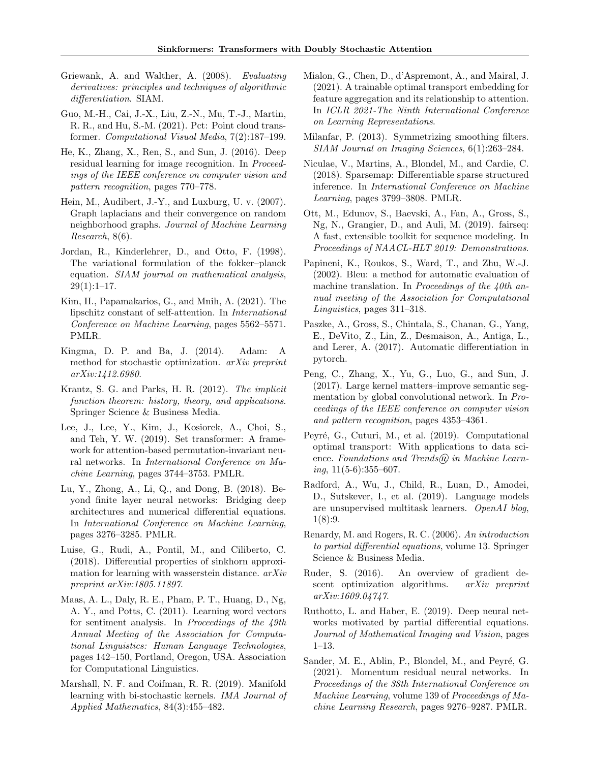Griewank, A. and Walther, A. (2008). *Evaluating derivatives: principles and techniques of algorithmic differentiation*. SIAM.

Guo, M.-H., Cai, J.-X., Liu, Z.-N., Mu, T.-J., Martin, R. R., and Hu, S.-M. (2021). Pct: Point cloud transformer. *Computational Visual Media*, 7(2):187–199.

He, K., Zhang, X., Ren, S., and Sun, J. (2016). Deep residual learning for image recognition. In *Proceedings of the IEEE conference on computer vision and pattern recognition*, pages 770–778.

Hein, M., Audibert, J.-Y., and Luxburg, U. v. (2007). Graph laplacians and their convergence on random neighborhood graphs. *Journal of Machine Learning Research*, 8(6).

Jordan, R., Kinderlehrer, D., and Otto, F. (1998). The variational formulation of the fokker–planck equation. *SIAM journal on mathematical analysis*, 29(1):1–17.

Kim, H., Papamakarios, G., and Mnih, A. (2021). The lipschitz constant of self-attention. In *International Conference on Machine Learning*, pages 5562–5571. PMLR.

Kingma, D. P. and Ba, J. (2014). Adam: A method for stochastic optimization. *arXiv preprint arXiv:1412.6980*.

Krantz, S. G. and Parks, H. R. (2012). *The implicit function theorem: history, theory, and applications*. Springer Science & Business Media.

Lee, J., Lee, Y., Kim, J., Kosiorek, A., Choi, S., and Teh, Y. W. (2019). Set transformer: A framework for attention-based permutation-invariant neural networks. In *International Conference on Machine Learning*, pages 3744–3753. PMLR.

Lu, Y., Zhong, A., Li, Q., and Dong, B. (2018). Beyond finite layer neural networks: Bridging deep architectures and numerical differential equations. In *International Conference on Machine Learning*, pages 3276–3285. PMLR.

Luise, G., Rudi, A., Pontil, M., and Ciliberto, C. (2018). Differential properties of sinkhorn approximation for learning with wasserstein distance. *arXiv preprint arXiv:1805.11897*.

Maas, A. L., Daly, R. E., Pham, P. T., Huang, D., Ng, A. Y., and Potts, C. (2011). Learning word vectors for sentiment analysis. In *Proceedings of the 49th Annual Meeting of the Association for Computational Linguistics: Human Language Technologies*, pages 142–150, Portland, Oregon, USA. Association for Computational Linguistics.

Marshall, N. F. and Coifman, R. R. (2019). Manifold learning with bi-stochastic kernels. *IMA Journal of Applied Mathematics*, 84(3):455–482.

Mialon, G., Chen, D., d'Aspremont, A., and Mairal, J. (2021). A trainable optimal transport embedding for feature aggregation and its relationship to attention. In *ICLR 2021-The Ninth International Conference on Learning Representations*.

Milanfar, P. (2013). Symmetrizing smoothing filters. *SIAM Journal on Imaging Sciences*, 6(1):263–284.

Niculae, V., Martins, A., Blondel, M., and Cardie, C. (2018). Sparsemap: Differentiable sparse structured inference. In *International Conference on Machine Learning*, pages 3799–3808. PMLR.

Ott, M., Edunov, S., Baevski, A., Fan, A., Gross, S., Ng, N., Grangier, D., and Auli, M. (2019). fairseq: A fast, extensible toolkit for sequence modeling. In *Proceedings of NAACL-HLT 2019: Demonstrations*.

Papineni, K., Roukos, S., Ward, T., and Zhu, W.-J. (2002). Bleu: a method for automatic evaluation of machine translation. In *Proceedings of the 40th annual meeting of the Association for Computational Linguistics*, pages 311–318.

Paszke, A., Gross, S., Chintala, S., Chanan, G., Yang, E., DeVito, Z., Lin, Z., Desmaison, A., Antiga, L., and Lerer, A. (2017). Automatic differentiation in pytorch.

Peng, C., Zhang, X., Yu, G., Luo, G., and Sun, J. (2017). Large kernel matters–improve semantic segmentation by global convolutional network. In *Proceedings of the IEEE conference on computer vision and pattern recognition*, pages 4353–4361.

Peyré, G., Cuturi, M., et al. (2019). Computational optimal transport: With applications to data science. *Foundations and Trends® in Machine Learning*, 11(5-6):355–607.

Radford, A., Wu, J., Child, R., Luan, D., Amodei, D., Sutskever, I., et al. (2019). Language models are unsupervised multitask learners. *OpenAI blog*, 1(8):9.

Renardy, M. and Rogers, R. C. (2006). *An introduction to partial differential equations*, volume 13. Springer Science & Business Media.

Ruder, S. (2016). An overview of gradient descent optimization algorithms. *arXiv preprint arXiv:1609.04747*.

Ruthotto, L. and Haber, E. (2019). Deep neural networks motivated by partial differential equations. *Journal of Mathematical Imaging and Vision*, pages 1–13.

Sander, M. E., Ablin, P., Blondel, M., and Peyré, G. (2021). Momentum residual neural networks. In *Proceedings of the 38th International Conference on Machine Learning*, volume 139 of *Proceedings of Machine Learning Research*, pages 9276–9287. PMLR.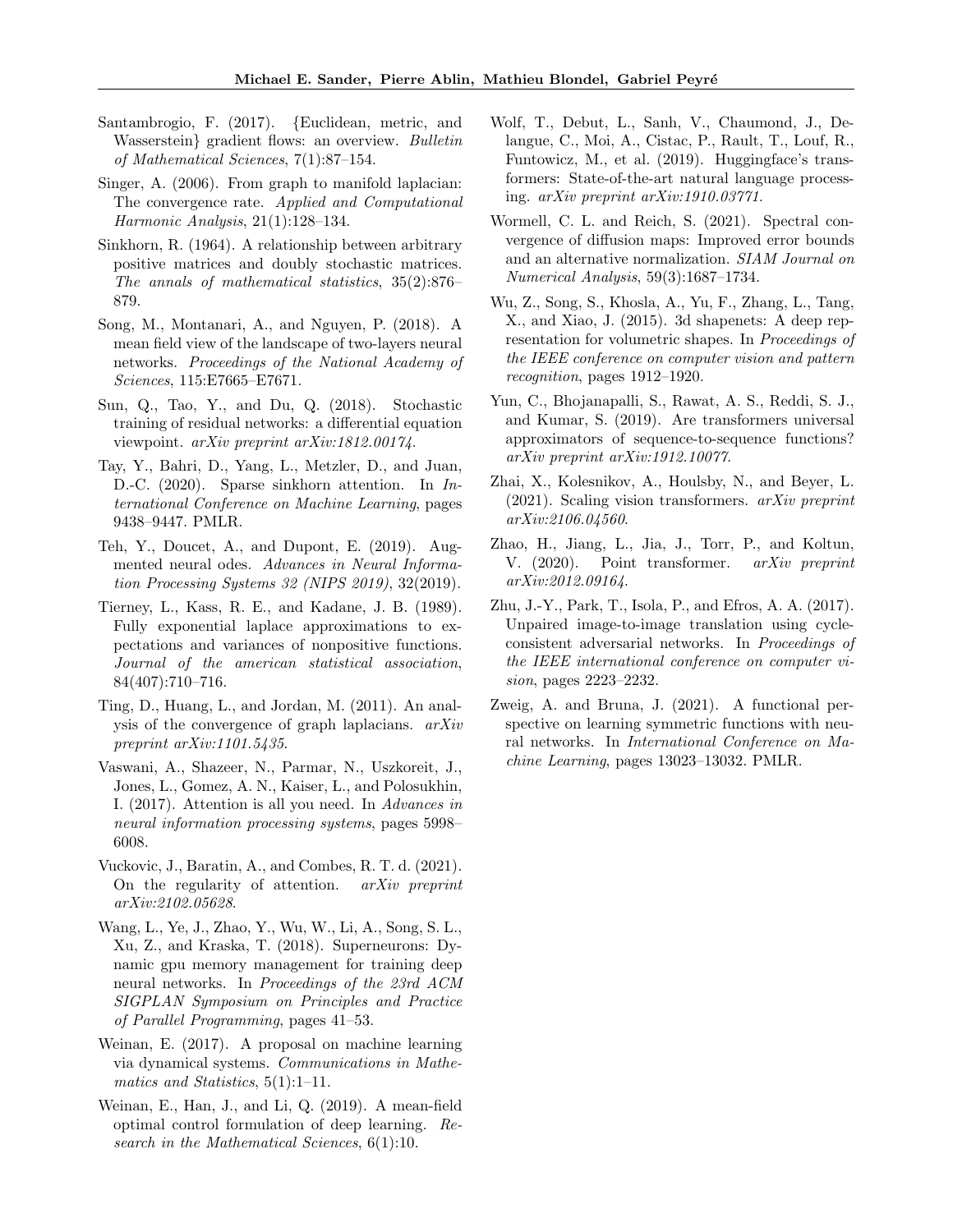Santambrogio, F. (2017). {Euclidean, metric, and Wasserstein} gradient flows: an overview. *Bulletin of Mathematical Sciences*, 7(1):87–154.

Singer, A. (2006). From graph to manifold laplacian: The convergence rate. *Applied and Computational Harmonic Analysis*, 21(1):128–134.

Sinkhorn, R. (1964). A relationship between arbitrary positive matrices and doubly stochastic matrices. *The annals of mathematical statistics*, 35(2):876–879.

Song, M., Montanari, A., and Nguyen, P. (2018). A mean field view of the landscape of two-layers neural networks. *Proceedings of the National Academy of Sciences*, 115:E7665–E7671.

Sun, Q., Tao, Y., and Du, Q. (2018). Stochastic training of residual networks: a differential equation viewpoint. *arXiv preprint arXiv:1812.00174*.

Tay, Y., Bahri, D., Yang, L., Metzler, D., and Juan, D.-C. (2020). Sparse sinkhorn attention. In *International Conference on Machine Learning*, pages 9438–9447. PMLR.

Teh, Y., Doucet, A., and Dupont, E. (2019). Augmented neural odes. *Advances in Neural Information Processing Systems 32 (NIPS 2019)*, 32(2019).

Tierney, L., Kass, R. E., and Kadane, J. B. (1989). Fully exponential laplace approximations to expectations and variances of nonpositive functions. *Journal of the american statistical association*, 84(407):710–716.

Ting, D., Huang, L., and Jordan, M. (2011). An analysis of the convergence of graph laplacians. *arXiv preprint arXiv:1101.5435*.

Vaswani, A., Shazeer, N., Parmar, N., Uszkoreit, J., Jones, L., Gomez, A. N., Kaiser, L., and Polosukhin, I. (2017). Attention is all you need. In *Advances in neural information processing systems*, pages 5998–6008.

Vuckovic, J., Baratin, A., and Combes, R. T. d. (2021). On the regularity of attention. *arXiv preprint arXiv:2102.05628*.

Wang, L., Ye, J., Zhao, Y., Wu, W., Li, A., Song, S. L., Xu, Z., and Kraska, T. (2018). Superneurons: Dynamic gpu memory management for training deep neural networks. In *Proceedings of the 23rd ACM SIGPLAN Symposium on Principles and Practice of Parallel Programming*, pages 41–53.

Weinan, E. (2017). A proposal on machine learning via dynamical systems. *Communications in Mathematics and Statistics*, 5(1):1–11.

Weinan, E., Han, J., and Li, Q. (2019). A mean-field optimal control formulation of deep learning. *Research in the Mathematical Sciences*, 6(1):10.

Wolf, T., Debut, L., Sanh, V., Chaumond, J., Delangue, C., Moi, A., Cistac, P., Rault, T., Louf, R., Funtowicz, M., et al. (2019). Huggingface's transformers: State-of-the-art natural language processing. *arXiv preprint arXiv:1910.03771*.

Wormell, C. L. and Reich, S. (2021). Spectral convergence of diffusion maps: Improved error bounds and an alternative normalization. *SIAM Journal on Numerical Analysis*, 59(3):1687–1734.

Wu, Z., Song, S., Khosla, A., Yu, F., Zhang, L., Tang, X., and Xiao, J. (2015). 3d shapenets: A deep representation for volumetric shapes. In *Proceedings of the IEEE conference on computer vision and pattern recognition*, pages 1912–1920.

Yun, C., Bhojanapalli, S., Rawat, A. S., Reddi, S. J., and Kumar, S. (2019). Are transformers universal approximators of sequence-to-sequence functions? *arXiv preprint arXiv:1912.10077*.

Zhai, X., Kolesnikov, A., Houlsby, N., and Beyer, L. (2021). Scaling vision transformers. *arXiv preprint arXiv:2106.04560*.

Zhao, H., Jiang, L., Jia, J., Torr, P., and Koltun, V. (2020). Point transformer. *arXiv preprint arXiv:2012.09164*.

Zhu, J.-Y., Park, T., Isola, P., and Efros, A. A. (2017). Unpaired image-to-image translation using cycle-consistent adversarial networks. In *Proceedings of the IEEE international conference on computer vision*, pages 2223–2232.

Zweig, A. and Bruna, J. (2021). A functional perspective on learning symmetric functions with neural networks. In *International Conference on Machine Learning*, pages 13023–13032. PMLR.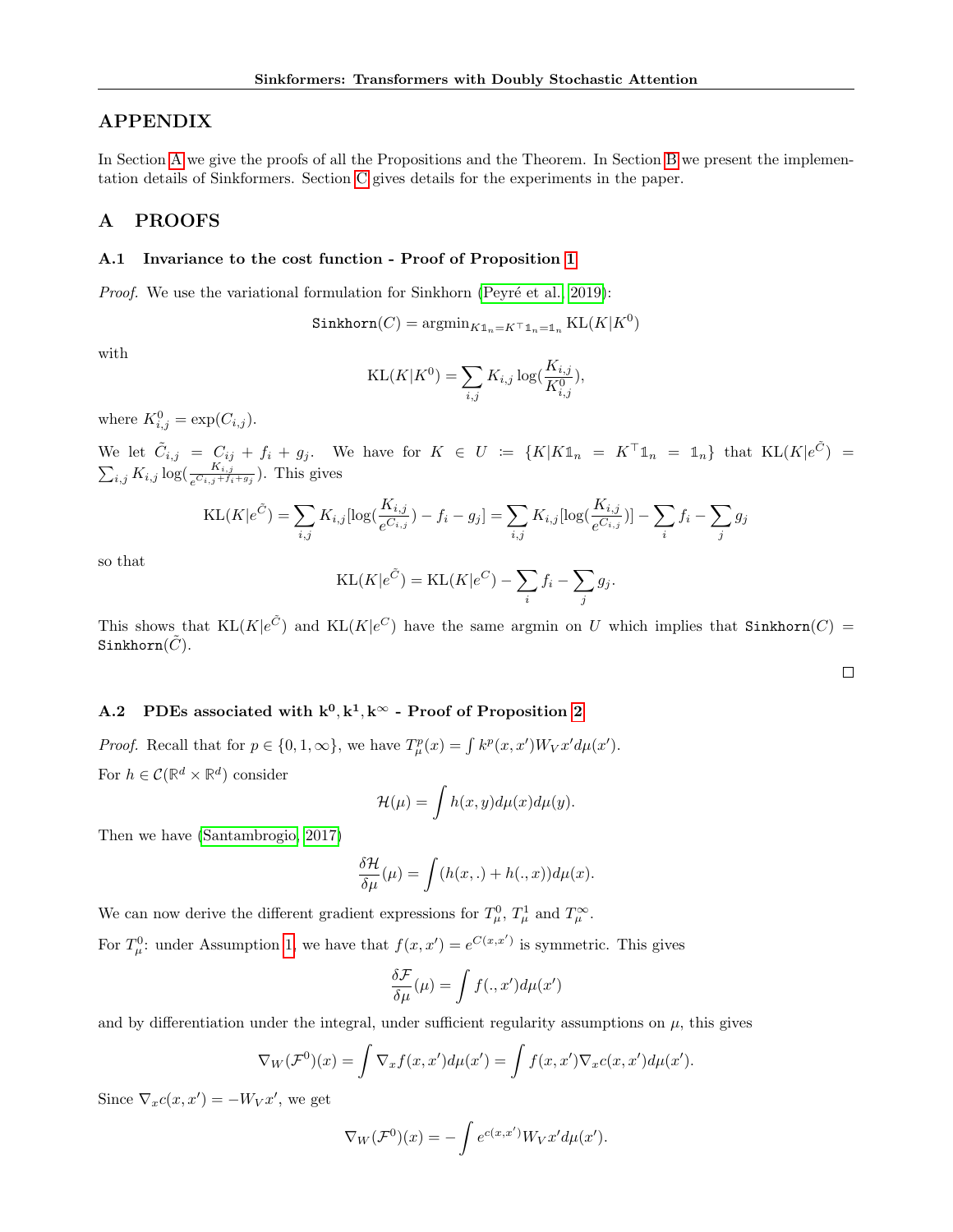# APPENDIX

In Section A we give the proofs of all the Propositions and the Theorem. In Section B we present the implementation details of Sinkformers. Section C gives details for the experiments in the paper.

# A PROOFS

## A.1 Invariance to the cost function - Proof of Proposition 1

*Proof.* We use the variational formulation for Sinkhorn (Peyré et al., 2019):

$$\texttt{Sinkhorn}(C) = \operatorname{argmin}_{K\mathbb{1}_n = K^\top \mathbb{1}_n = \mathbb{1}_n} \mathrm{KL}(K|K^0)$$

with

$$\mathrm{KL}(K|K^0) = \sum_{i,j} K_{i,j} \log(\frac{K_{i,j}}{K^0_{i,j}}),$$

where $K^0_{i,j} = \exp(C_{i,j})$.

We let $\tilde{C}_{i,j} = C_{ij} + f_i + g_j$. We have for $K \in U := \{K | K\mathbb{1}_n = K^\top \mathbb{1}_n = \mathbb{1}_n\}$ that $\mathrm{KL}(K|e^{\tilde{C}}) = \sum_{i,j} K_{i,j} \log(\frac{K_{i,j}}{e^{C_{i,j}+f_i+g_j}})$. This gives

$$\mathrm{KL}(K|e^{\tilde{C}}) = \sum_{i,j} K_{i,j}[\log(\frac{K_{i,j}}{e^{C_{i,j}}}) - f_i - g_j] = \sum_{i,j} K_{i,j}[\log(\frac{K_{i,j}}{e^{C_{i,j}}})] - \sum_i f_i - \sum_j g_j$$

so that

$$\mathrm{KL}(K|e^{\tilde{C}}) = \mathrm{KL}(K|e^{C}) - \sum_i f_i - \sum_j g_j.$$

This shows that $\mathrm{KL}(K|e^{\tilde{C}})$ and $\mathrm{KL}(K|e^{C})$ have the same argmin on $U$ which implies that $\texttt{Sinkhorn}(C) = \texttt{Sinkhorn}(\tilde{C})$.

□

## A.2 PDEs associated with $\mathbf{k^0, k^1, k^\infty}$ - Proof of Proposition 2

*Proof.* Recall that for $p \in \{0, 1, \infty\}$, we have $T^p_\mu(x) = \int k^p(x, x') W_V x' d\mu(x')$.

For $h \in \mathcal{C}(\mathbb{R}^d \times \mathbb{R}^d)$ consider

$$\mathcal{H}(\mu) = \int h(x, y) d\mu(x) d\mu(y).$$

Then we have (Santambrogio, 2017)

$$\frac{\delta \mathcal{H}}{\delta \mu}(\mu) = \int (h(x, .) + h(., x)) d\mu(x).$$

We can now derive the different gradient expressions for $T^0_\mu$, $T^1_\mu$ and $T^\infty_\mu$.

For $T^0_\mu$: under Assumption 1, we have that $f(x, x') = e^{C(x,x')}$ is symmetric. This gives

$$\frac{\delta \mathcal{F}}{\delta \mu}(\mu) = \int f(., x') d\mu(x')$$

and by differentiation under the integral, under sufficient regularity assumptions on $\mu$, this gives

$$\nabla_W (\mathcal{F}^0)(x) = \int \nabla_x f(x, x') d\mu(x') = \int f(x, x') \nabla_x c(x, x') d\mu(x').$$

Since $\nabla_x c(x, x') = -W_V x'$, we get

$$\nabla_W (\mathcal{F}^0)(x) = -\int e^{c(x,x')} W_V x' d\mu(x').$$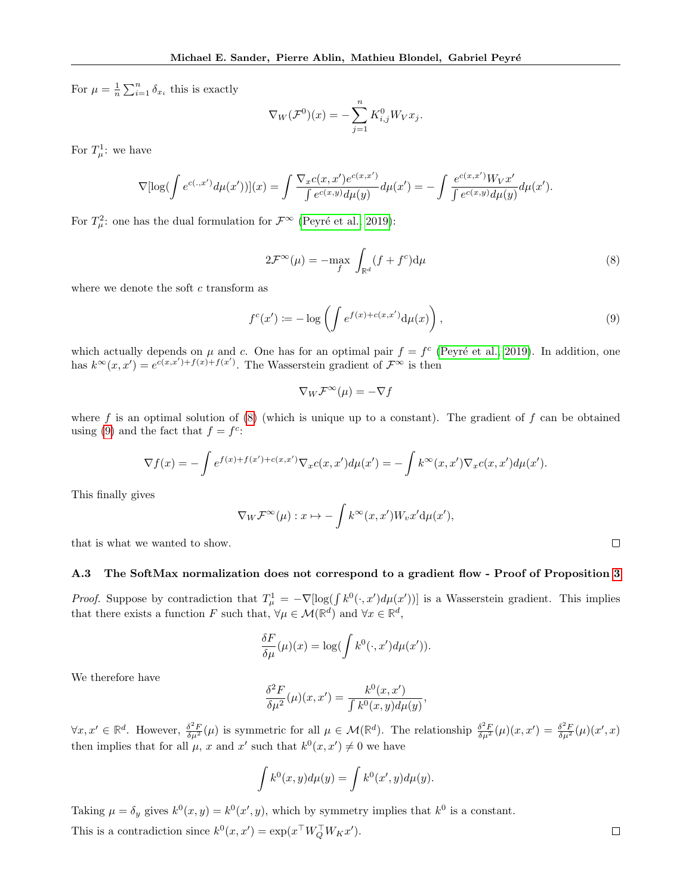For $\mu = \frac{1}{n}\sum_{i=1}^n \delta_{x_i}$ this is exactly

$$\nabla_W(\mathcal{F}^0)(x) = -\sum_{j=1}^n K^0_{i,j} W_V x_j.$$

For $T^1_\mu$: we have

$$\nabla[\log(\int e^{c(.,x')}d\mu(x'))](x) = \int \frac{\nabla_x c(x,x') e^{c(x,x')}}{\int e^{c(x,y)}d\mu(y)} d\mu(x') = -\int \frac{e^{c(x,x')}W_V x'}{\int e^{c(x,y)}d\mu(y)} d\mu(x').$$

For $T^2_\mu$: one has the dual formulation for $\mathcal{F}^\infty$ (Peyré et al., 2019):

$$2\mathcal{F}^\infty(\mu) = -\max_f \int_{\mathbb{R}^d} (f + f^c) \mathrm{d}\mu \tag{8}$$

where we denote the soft $c$ transform as

$$f^c(x') \coloneqq -\log\left(\int e^{f(x)+c(x,x')}\mathrm{d}\mu(x)\right), \tag{9}$$

which actually depends on $\mu$ and $c$. One has for an optimal pair $f = f^c$ (Peyré et al., 2019). In addition, one has $k^\infty(x,x') = e^{c(x,x')+f(x)+f(x')}$. The Wasserstein gradient of $\mathcal{F}^\infty$ is then

$$\nabla_W \mathcal{F}^\infty(\mu) = -\nabla f$$

where $f$ is an optimal solution of (8) (which is unique up to a constant). The gradient of $f$ can be obtained using (9) and the fact that $f = f^c$:

$$\nabla f(x) = -\int e^{f(x)+f(x')+c(x,x')} \nabla_x c(x,x') d\mu(x') = -\int k^\infty(x,x') \nabla_x c(x,x') d\mu(x').$$

This finally gives

$$\nabla_W \mathcal{F}^\infty(\mu) : x \mapsto -\int k^\infty(x,x') W_v x' \mathrm{d}\mu(x'),$$

that is what we wanted to show. ∎

### A.3 The SoftMax normalization does not correspond to a gradient flow - Proof of Proposition 3

*Proof.* Suppose by contradiction that $T^1_\mu = -\nabla[\log(\int k^0(\cdot,x')d\mu(x'))]$ is a Wasserstein gradient. This implies that there exists a function $F$ such that, $\forall \mu \in \mathcal{M}(\mathbb{R}^d)$ and $\forall x \in \mathbb{R}^d$,

$$\frac{\delta F}{\delta \mu}(\mu)(x) = \log(\int k^0(\cdot,x')d\mu(x')).$$

We therefore have

$$\frac{\delta^2 F}{\delta \mu^2}(\mu)(x,x') = \frac{k^0(x,x')}{\int k^0(x,y)d\mu(y)},$$

$\forall x, x' \in \mathbb{R}^d$. However, $\frac{\delta^2 F}{\delta \mu^2}(\mu)$ is symmetric for all $\mu \in \mathcal{M}(\mathbb{R}^d)$. The relationship $\frac{\delta^2 F}{\delta \mu^2}(\mu)(x,x') = \frac{\delta^2 F}{\delta \mu^2}(\mu)(x',x)$ then implies that for all $\mu$, $x$ and $x'$ such that $k^0(x,x') \neq 0$ we have

$$\int k^0(x,y)d\mu(y) = \int k^0(x',y)d\mu(y).$$

Taking $\mu = \delta_y$ gives $k^0(x,y) = k^0(x',y)$, which by symmetry implies that $k^0$ is a constant.

This is a contradiction since $k^0(x,x') = \exp(x^\top W_Q^\top W_K x')$. ∎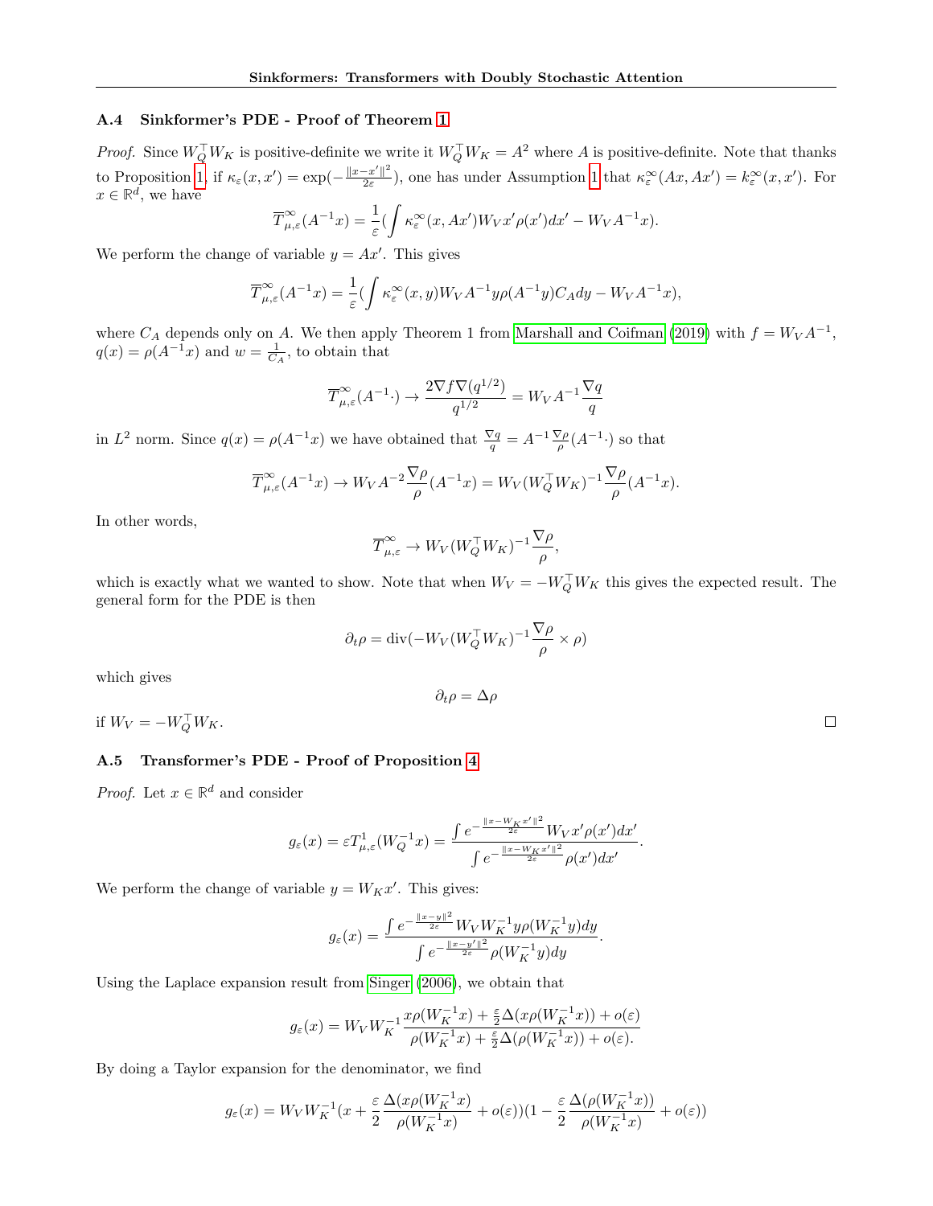### A.4 Sinkformer's PDE - Proof of Theorem 1

*Proof.* Since $W_Q^\top W_K$ is positive-definite we write it $W_Q^\top W_K = A^2$ where $A$ is positive-definite. Note that thanks to Proposition 1, if $\kappa_\varepsilon(x, x') = \exp(-\frac{\|x-x'\|^2}{2\varepsilon})$, one has under Assumption 1 that $\kappa_\varepsilon^\infty(Ax, Ax') = k_\varepsilon^\infty(x, x')$. For $x \in \mathbb{R}^d$, we have

$$\overline{T}_{\mu,\varepsilon}^\infty(A^{-1}x) = \frac{1}{\varepsilon}(\int \kappa_\varepsilon^\infty(x, Ax')W_V x' \rho(x')dx' - W_V A^{-1}x).$$

We perform the change of variable $y = Ax'$. This gives

$$\overline{T}_{\mu,\varepsilon}^\infty(A^{-1}x) = \frac{1}{\varepsilon}(\int \kappa_\varepsilon^\infty(x, y)W_V A^{-1}y\rho(A^{-1}y)C_A dy - W_V A^{-1}x),$$

where $C_A$ depends only on $A$. We then apply Theorem 1 from Marshall and Coifman (2019) with $f = W_V A^{-1}$, $q(x) = \rho(A^{-1}x)$ and $w = \frac{1}{C_A}$, to obtain that

$$\overline{T}_{\mu,\varepsilon}^\infty(A^{-1}\cdot) \to \frac{2\nabla f \nabla(q^{1/2})}{q^{1/2}} = W_V A^{-1}\frac{\nabla q}{q}$$

in $L^2$ norm. Since $q(x) = \rho(A^{-1}x)$ we have obtained that $\frac{\nabla q}{q} = A^{-1}\frac{\nabla \rho}{\rho}(A^{-1}\cdot)$ so that

$$\overline{T}_{\mu,\varepsilon}^\infty(A^{-1}x) \to W_V A^{-2}\frac{\nabla \rho}{\rho}(A^{-1}x) = W_V(W_Q^\top W_K)^{-1}\frac{\nabla \rho}{\rho}(A^{-1}x).$$

In other words,

$$\overline{T}_{\mu,\varepsilon}^\infty \to W_V(W_Q^\top W_K)^{-1}\frac{\nabla \rho}{\rho},$$

which is exactly what we wanted to show. Note that when $W_V = -W_Q^\top W_K$ this gives the expected result. The general form for the PDE is then

$$\partial_t \rho = \operatorname{div}(-W_V(W_Q^\top W_K)^{-1}\frac{\nabla \rho}{\rho} \times \rho)$$

which gives

$$\partial_t \rho = \Delta \rho$$

if $W_V = -W_Q^\top W_K$. □

### A.5 Transformer's PDE - Proof of Proposition 4

*Proof.* Let $x \in \mathbb{R}^d$ and consider

$$g_\varepsilon(x) = \varepsilon T_{\mu,\varepsilon}^1(W_Q^{-1}x) = \frac{\int e^{-\frac{\|x-W_K x'\|^2}{2\varepsilon}} W_V x' \rho(x')dx'}{\int e^{-\frac{\|x-W_K x'\|^2}{2\varepsilon}} \rho(x')dx'}.$$

We perform the change of variable $y = W_K x'$. This gives:

$$g_\varepsilon(x) = \frac{\int e^{-\frac{\|x-y\|^2}{2\varepsilon}} W_V W_K^{-1} y \rho(W_K^{-1}y)dy}{\int e^{-\frac{\|x-y'\|^2}{2\varepsilon}} \rho(W_K^{-1}y)dy}.$$

Using the Laplace expansion result from Singer (2006), we obtain that

$$g_\varepsilon(x) = W_V W_K^{-1}\frac{x\rho(W_K^{-1}x) + \frac{\varepsilon}{2}\Delta(x\rho(W_K^{-1}x)) + o(\varepsilon)}{\rho(W_K^{-1}x) + \frac{\varepsilon}{2}\Delta(\rho(W_K^{-1}x)) + o(\varepsilon).}$$

By doing a Taylor expansion for the denominator, we find

$$g_\varepsilon(x) = W_V W_K^{-1}(x + \frac{\varepsilon}{2}\frac{\Delta(x\rho(W_K^{-1}x)}{\rho(W_K^{-1}x)} + o(\varepsilon))(1 - \frac{\varepsilon}{2}\frac{\Delta(\rho(W_K^{-1}x))}{\rho(W_K^{-1}x)} + o(\varepsilon))$$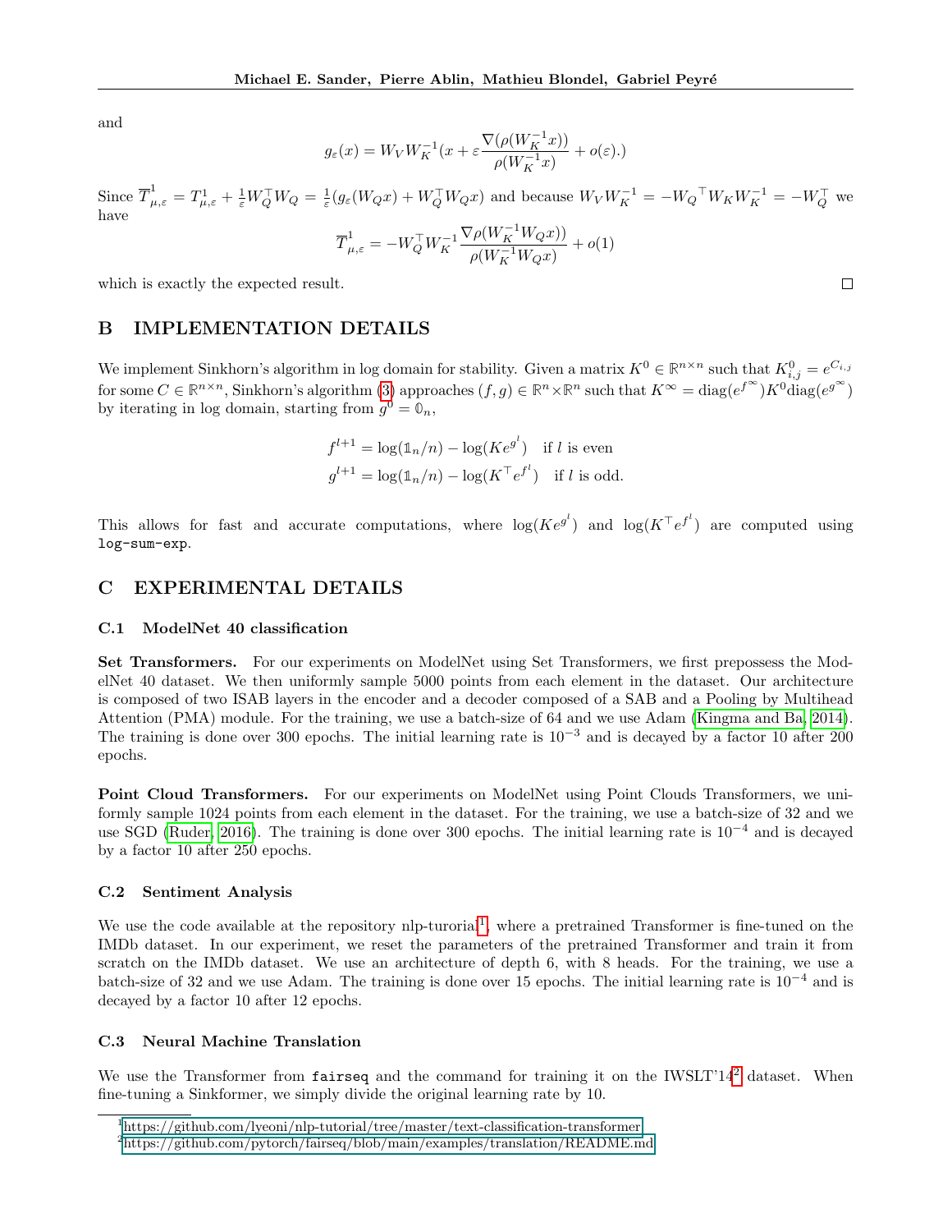and

$$g_\varepsilon(x) = W_V W_K^{-1}(x + \varepsilon \frac{\nabla(\rho(W_K^{-1}x))}{\rho(W_K^{-1}x)} + o(\varepsilon).)$$

Since $\overline{T}^1_{\mu,\varepsilon} = T^1_{\mu,\varepsilon} + \frac{1}{\varepsilon} W_Q^\top W_Q = \frac{1}{\varepsilon}(g_\varepsilon(W_Q x) + W_Q^\top W_Q x)$ and because $W_V W_K^{-1} = -{W_Q}^\top W_K W_K^{-1} = -W_Q^\top$ we have

$$\overline{T}^1_{\mu,\varepsilon} = -W_Q^\top W_K^{-1} \frac{\nabla\rho(W_K^{-1}W_Q x))}{\rho({W_K}^{-1} W_Q x)} + o(1)$$

which is exactly the expected result. □

## B IMPLEMENTATION DETAILS

We implement Sinkhorn's algorithm in log domain for stability. Given a matrix $K^0 \in \mathbb{R}^{n\times n}$ such that $K^0_{i,j} = e^{C_{i,j}}$ for some $C \in \mathbb{R}^{n\times n}$, Sinkhorn's algorithm (3) approaches $(f, g) \in \mathbb{R}^n \times \mathbb{R}^n$ such that $K^\infty = \mathrm{diag}(e^{f^\infty})K^0\mathrm{diag}(e^{g^\infty})$ by iterating in log domain, starting from $g^0 = \mathbb{0}_n$,

$$f^{l+1} = \log(\mathbb{1}_n/n) - \log(Ke^{g^l}) \quad \text{if } l \text{ is even}$$
$$g^{l+1} = \log(\mathbb{1}_n/n) - \log(K^\top e^{f^l}) \quad \text{if } l \text{ is odd.}$$

This allows for fast and accurate computations, where $\log(Ke^{g^l})$ and $\log(K^\top e^{f^l})$ are computed using `log-sum-exp`.

## C EXPERIMENTAL DETAILS

### C.1 ModelNet 40 classification

**Set Transformers.** For our experiments on ModelNet using Set Transformers, we first prepossess the ModelNet 40 dataset. We then uniformly sample 5000 points from each element in the dataset. Our architecture is composed of two ISAB layers in the encoder and a decoder composed of a SAB and a Pooling by Multihead Attention (PMA) module. For the training, we use a batch-size of 64 and we use Adam (Kingma and Ba, 2014). The training is done over 300 epochs. The initial learning rate is $10^{-3}$ and is decayed by a factor 10 after 200 epochs.

**Point Cloud Transformers.** For our experiments on ModelNet using Point Clouds Transformers, we uniformly sample 1024 points from each element in the dataset. For the training, we use a batch-size of 32 and we use SGD (Ruder, 2016). The training is done over 300 epochs. The initial learning rate is $10^{-4}$ and is decayed by a factor 10 after 250 epochs.

### C.2 Sentiment Analysis

We use the code available at the repository nlp-turorial[1], where a pretrained Transformer is fine-tuned on the IMDb dataset. In our experiment, we reset the parameters of the pretrained Transformer and train it from scratch on the IMDb dataset. We use an architecture of depth 6, with 8 heads. For the training, we use a batch-size of 32 and we use Adam. The training is done over 15 epochs. The initial learning rate is $10^{-4}$ and is decayed by a factor 10 after 12 epochs.

### C.3 Neural Machine Translation

We use the Transformer from `fairseq` and the command for training it on the IWSLT'14[2] dataset. When fine-tuning a Sinkformer, we simply divide the original learning rate by 10.

---

[1] https://github.com/lyeoni/nlp-tutorial/tree/master/text-classification-transformer

[2] https://github.com/pytorch/fairseq/blob/main/examples/translation/README.md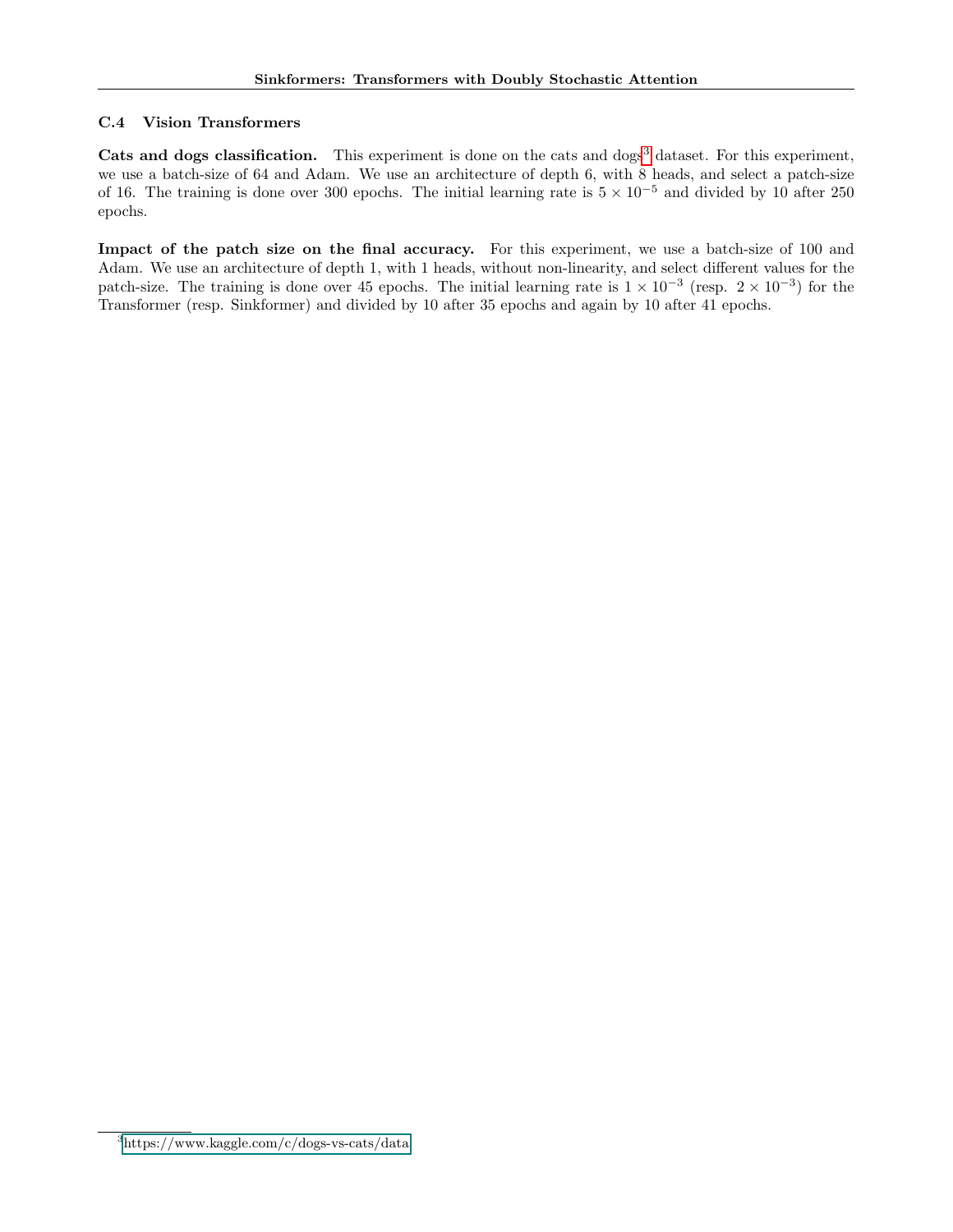### C.4 Vision Transformers

**Cats and dogs classification.** This experiment is done on the cats and dogs[3] dataset. For this experiment, we use a batch-size of 64 and Adam. We use an architecture of depth 6, with 8 heads, and select a patch-size of 16. The training is done over 300 epochs. The initial learning rate is $5 \times 10^{-5}$ and divided by 10 after 250 epochs.

**Impact of the patch size on the final accuracy.** For this experiment, we use a batch-size of 100 and Adam. We use an architecture of depth 1, with 1 heads, without non-linearity, and select different values for the patch-size. The training is done over 45 epochs. The initial learning rate is $1 \times 10^{-3}$ (resp. $2 \times 10^{-3}$) for the Transformer (resp. Sinkformer) and divided by 10 after 35 epochs and again by 10 after 41 epochs.

[3] https://www.kaggle.com/c/dogs-vs-cats/data